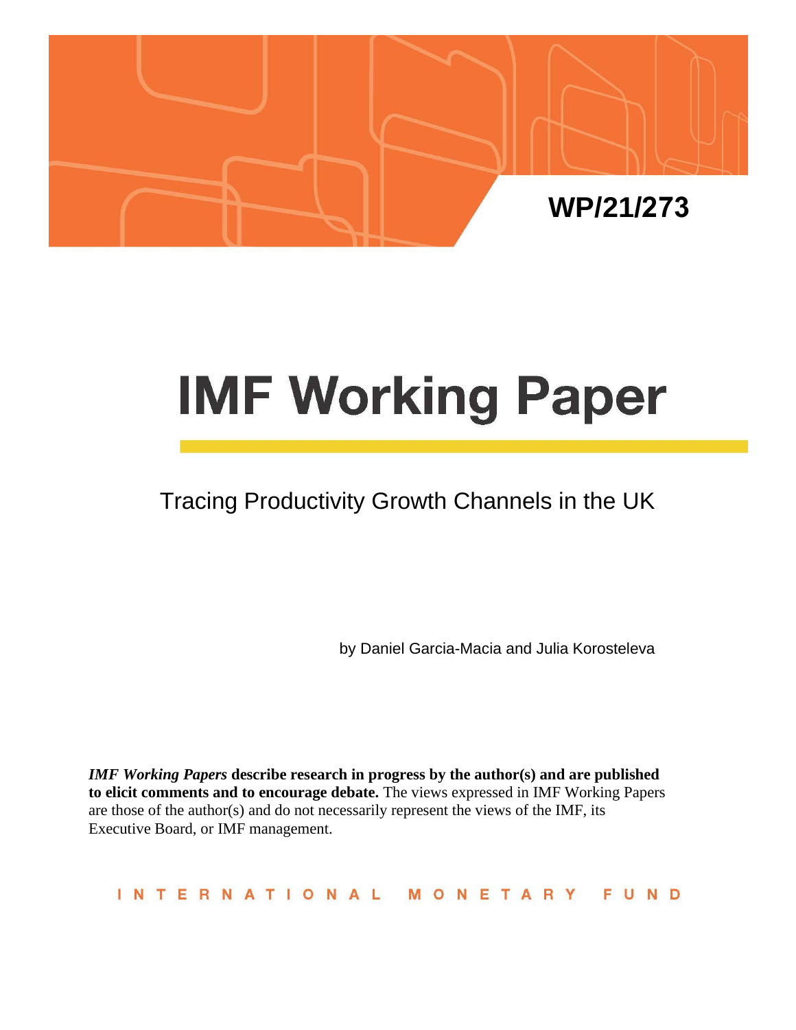WP/21/273

# IMF Working Paper

## Tracing Productivity Growth Channels in the UK

by Daniel Garcia-Macia and Julia Korosteleva

***IMF Working Papers*** **describe research in progress by the author(s) and are published to elicit comments and to encourage debate.** The views expressed in IMF Working Papers are those of the author(s) and do not necessarily represent the views of the IMF, its Executive Board, or IMF management.

INTERNATIONAL MONETARY FUND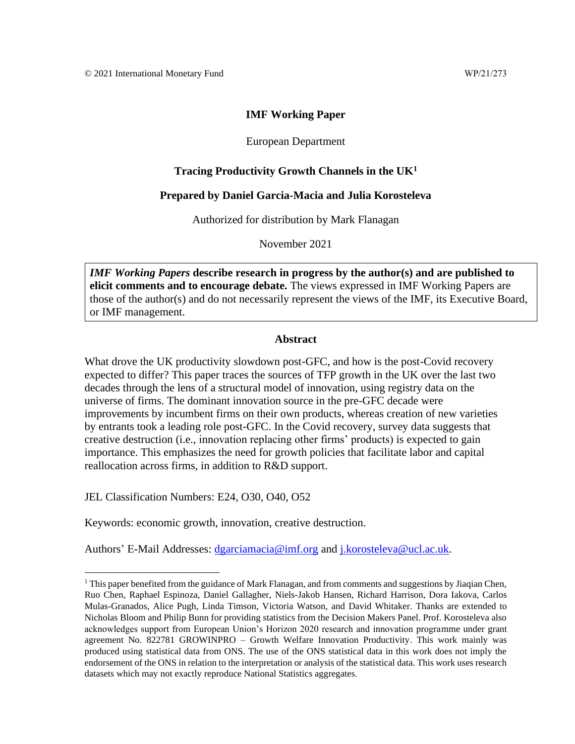© 2021 International Monetary Fund WP/21/273

**IMF Working Paper**

European Department

**Tracing Productivity Growth Channels in the UK[1]**

**Prepared by Daniel Garcia-Macia and Julia Korosteleva**

Authorized for distribution by Mark Flanagan

November 2021

> ***IMF Working Papers*** **describe research in progress by the author(s) and are published to elicit comments and to encourage debate.** The views expressed in IMF Working Papers are those of the author(s) and do not necessarily represent the views of the IMF, its Executive Board, or IMF management.

**Abstract**

What drove the UK productivity slowdown post-GFC, and how is the post-Covid recovery expected to differ? This paper traces the sources of TFP growth in the UK over the last two decades through the lens of a structural model of innovation, using registry data on the universe of firms. The dominant innovation source in the pre-GFC decade were improvements by incumbent firms on their own products, whereas creation of new varieties by entrants took a leading role post-GFC. In the Covid recovery, survey data suggests that creative destruction (i.e., innovation replacing other firms' products) is expected to gain importance. This emphasizes the need for growth policies that facilitate labor and capital reallocation across firms, in addition to R&D support.

JEL Classification Numbers: E24, O30, O40, O52

Keywords: economic growth, innovation, creative destruction.

Authors' E-Mail Addresses: dgarciamacia@imf.org and j.korosteleva@ucl.ac.uk.

[1] This paper benefited from the guidance of Mark Flanagan, and from comments and suggestions by Jiaqian Chen, Ruo Chen, Raphael Espinoza, Daniel Gallagher, Niels-Jakob Hansen, Richard Harrison, Dora Iakova, Carlos Mulas-Granados, Alice Pugh, Linda Timson, Victoria Watson, and David Whitaker. Thanks are extended to Nicholas Bloom and Philip Bunn for providing statistics from the Decision Makers Panel. Prof. Korosteleva also acknowledges support from European Union's Horizon 2020 research and innovation programme under grant agreement No. 822781 GROWINPRO – Growth Welfare Innovation Productivity. This work mainly was produced using statistical data from ONS. The use of the ONS statistical data in this work does not imply the endorsement of the ONS in relation to the interpretation or analysis of the statistical data. This work uses research datasets which may not exactly reproduce National Statistics aggregates.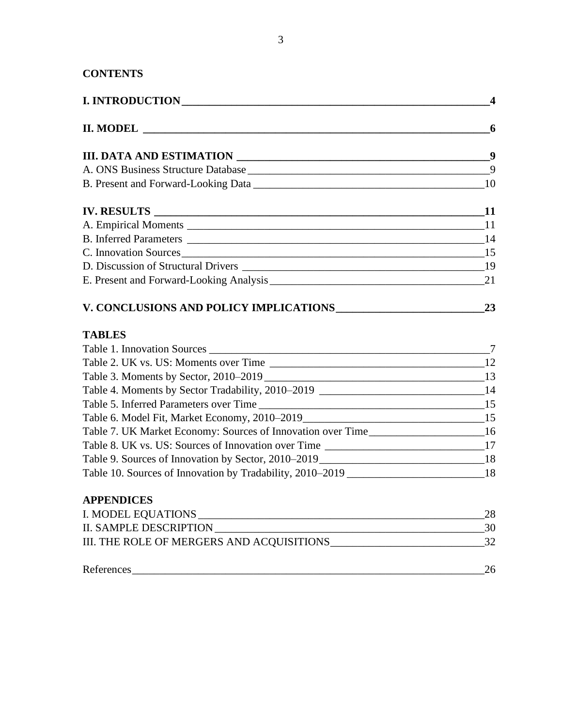**CONTENTS**

**I. INTRODUCTION** **4**

**II. MODEL** **6**

**III. DATA AND ESTIMATION** **9**

A. ONS Business Structure Database 9

B. Present and Forward-Looking Data 10

**IV. RESULTS** **11**

A. Empirical Moments 11

B. Inferred Parameters 14

C. Innovation Sources 15

D. Discussion of Structural Drivers 19

E. Present and Forward-Looking Analysis 21

**V. CONCLUSIONS AND POLICY IMPLICATIONS** **23**

**TABLES**

Table 1. Innovation Sources 7

Table 2. UK vs. US: Moments over Time 12

Table 3. Moments by Sector, 2010–2019 13

Table 4. Moments by Sector Tradability, 2010–2019 14

Table 5. Inferred Parameters over Time 15

Table 6. Model Fit, Market Economy, 2010–2019 15

Table 7. UK Market Economy: Sources of Innovation over Time 16

Table 8. UK vs. US: Sources of Innovation over Time 17

Table 9. Sources of Innovation by Sector, 2010–2019 18

Table 10. Sources of Innovation by Tradability, 2010–2019 18

**APPENDICES**

I. MODEL EQUATIONS 28

II. SAMPLE DESCRIPTION 30

III. THE ROLE OF MERGERS AND ACQUISITIONS 32

References 26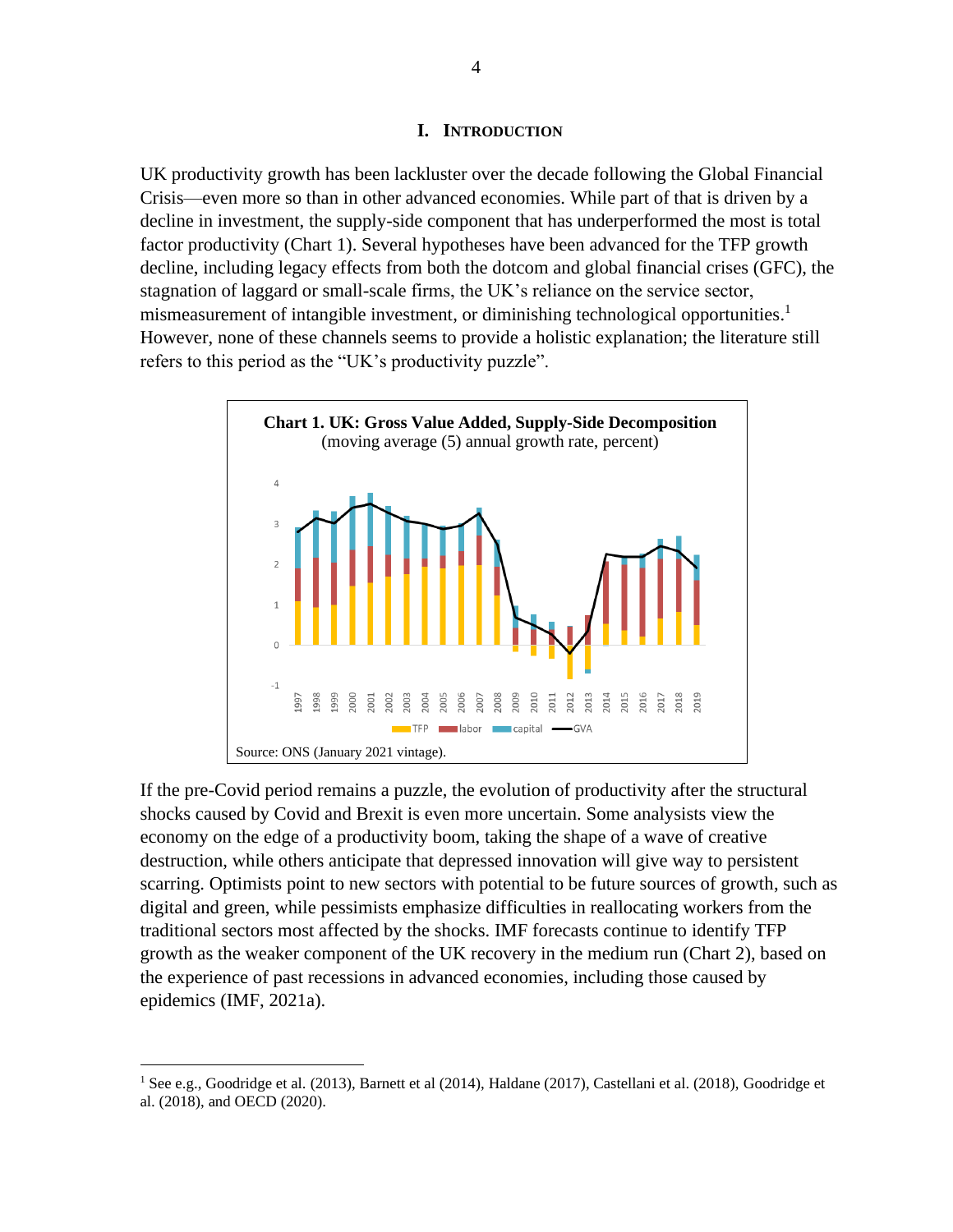## I. INTRODUCTION

UK productivity growth has been lackluster over the decade following the Global Financial Crisis—even more so than in other advanced economies. While part of that is driven by a decline in investment, the supply-side component that has underperformed the most is total factor productivity (Chart 1). Several hypotheses have been advanced for the TFP growth decline, including legacy effects from both the dotcom and global financial crises (GFC), the stagnation of laggard or small-scale firms, the UK's reliance on the service sector, mismeasurement of intangible investment, or diminishing technological opportunities.[1] However, none of these channels seems to provide a holistic explanation; the literature still refers to this period as the "UK's productivity puzzle".

**Chart 1. UK: Gross Value Added, Supply-Side Decomposition**
(moving average (5) annual growth rate, percent)

Source: ONS (January 2021 vintage).

If the pre-Covid period remains a puzzle, the evolution of productivity after the structural shocks caused by Covid and Brexit is even more uncertain. Some analysists view the economy on the edge of a productivity boom, taking the shape of a wave of creative destruction, while others anticipate that depressed innovation will give way to persistent scarring. Optimists point to new sectors with potential to be future sources of growth, such as digital and green, while pessimists emphasize difficulties in reallocating workers from the traditional sectors most affected by the shocks. IMF forecasts continue to identify TFP growth as the weaker component of the UK recovery in the medium run (Chart 2), based on the experience of past recessions in advanced economies, including those caused by epidemics (IMF, 2021a).

[1] See e.g., Goodridge et al. (2013), Barnett et al (2014), Haldane (2017), Castellani et al. (2018), Goodridge et al. (2018), and OECD (2020).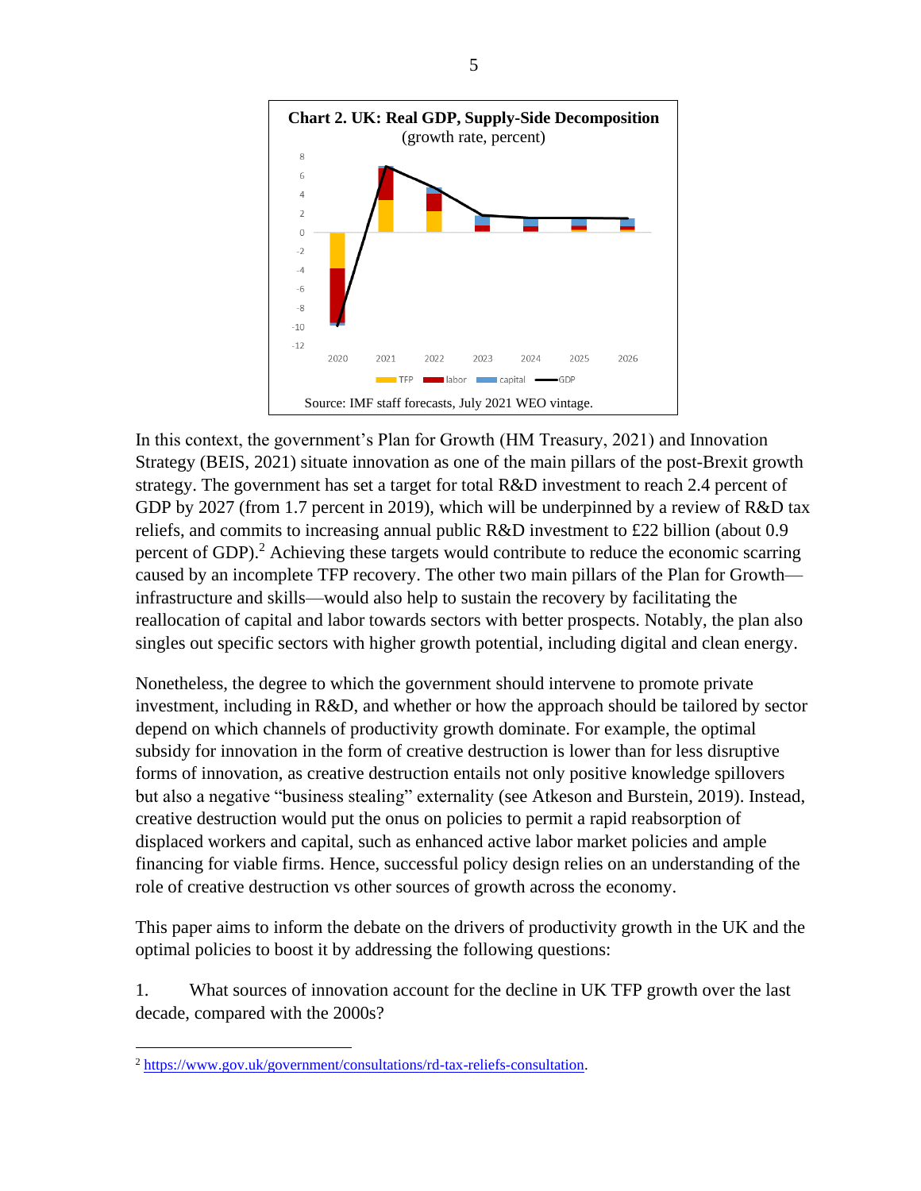**Chart 2. UK: Real GDP, Supply-Side Decomposition**
(growth rate, percent)

Source: IMF staff forecasts, July 2021 WEO vintage.

In this context, the government's Plan for Growth (HM Treasury, 2021) and Innovation Strategy (BEIS, 2021) situate innovation as one of the main pillars of the post-Brexit growth strategy. The government has set a target for total R&D investment to reach 2.4 percent of GDP by 2027 (from 1.7 percent in 2019), which will be underpinned by a review of R&D tax reliefs, and commits to increasing annual public R&D investment to £22 billion (about 0.9 percent of GDP).[2] Achieving these targets would contribute to reduce the economic scarring caused by an incomplete TFP recovery. The other two main pillars of the Plan for Growth—infrastructure and skills—would also help to sustain the recovery by facilitating the reallocation of capital and labor towards sectors with better prospects. Notably, the plan also singles out specific sectors with higher growth potential, including digital and clean energy.

Nonetheless, the degree to which the government should intervene to promote private investment, including in R&D, and whether or how the approach should be tailored by sector depend on which channels of productivity growth dominate. For example, the optimal subsidy for innovation in the form of creative destruction is lower than for less disruptive forms of innovation, as creative destruction entails not only positive knowledge spillovers but also a negative "business stealing" externality (see Atkeson and Burstein, 2019). Instead, creative destruction would put the onus on policies to permit a rapid reabsorption of displaced workers and capital, such as enhanced active labor market policies and ample financing for viable firms. Hence, successful policy design relies on an understanding of the role of creative destruction vs other sources of growth across the economy.

This paper aims to inform the debate on the drivers of productivity growth in the UK and the optimal policies to boost it by addressing the following questions:

1. What sources of innovation account for the decline in UK TFP growth over the last decade, compared with the 2000s?

---

[2] https://www.gov.uk/government/consultations/rd-tax-reliefs-consultation.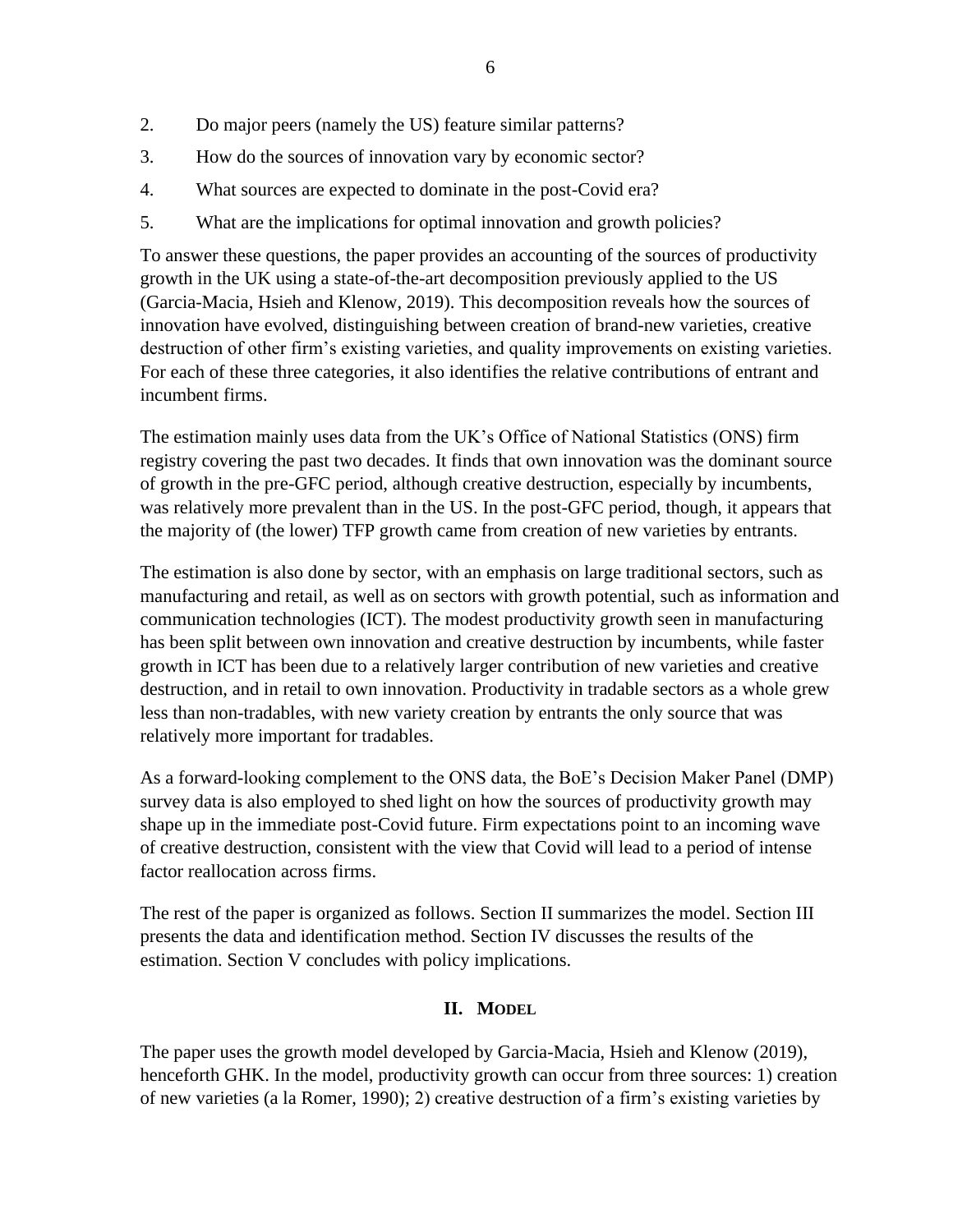2. Do major peers (namely the US) feature similar patterns?
3. How do the sources of innovation vary by economic sector?
4. What sources are expected to dominate in the post-Covid era?
5. What are the implications for optimal innovation and growth policies?

To answer these questions, the paper provides an accounting of the sources of productivity growth in the UK using a state-of-the-art decomposition previously applied to the US (Garcia-Macia, Hsieh and Klenow, 2019). This decomposition reveals how the sources of innovation have evolved, distinguishing between creation of brand-new varieties, creative destruction of other firm's existing varieties, and quality improvements on existing varieties. For each of these three categories, it also identifies the relative contributions of entrant and incumbent firms.

The estimation mainly uses data from the UK's Office of National Statistics (ONS) firm registry covering the past two decades. It finds that own innovation was the dominant source of growth in the pre-GFC period, although creative destruction, especially by incumbents, was relatively more prevalent than in the US. In the post-GFC period, though, it appears that the majority of (the lower) TFP growth came from creation of new varieties by entrants.

The estimation is also done by sector, with an emphasis on large traditional sectors, such as manufacturing and retail, as well as on sectors with growth potential, such as information and communication technologies (ICT). The modest productivity growth seen in manufacturing has been split between own innovation and creative destruction by incumbents, while faster growth in ICT has been due to a relatively larger contribution of new varieties and creative destruction, and in retail to own innovation. Productivity in tradable sectors as a whole grew less than non-tradables, with new variety creation by entrants the only source that was relatively more important for tradables.

As a forward-looking complement to the ONS data, the BoE's Decision Maker Panel (DMP) survey data is also employed to shed light on how the sources of productivity growth may shape up in the immediate post-Covid future. Firm expectations point to an incoming wave of creative destruction, consistent with the view that Covid will lead to a period of intense factor reallocation across firms.

The rest of the paper is organized as follows. Section II summarizes the model. Section III presents the data and identification method. Section IV discusses the results of the estimation. Section V concludes with policy implications.

## II. Model

The paper uses the growth model developed by Garcia-Macia, Hsieh and Klenow (2019), henceforth GHK. In the model, productivity growth can occur from three sources: 1) creation of new varieties (a la Romer, 1990); 2) creative destruction of a firm's existing varieties by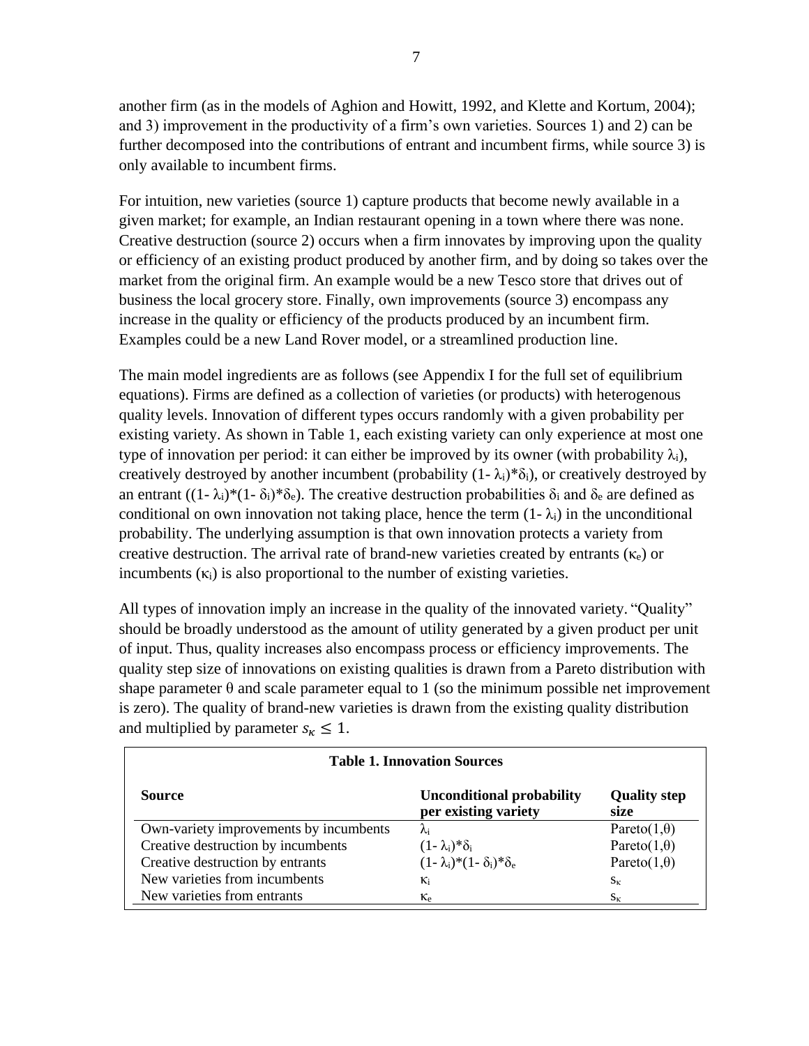another firm (as in the models of Aghion and Howitt, 1992, and Klette and Kortum, 2004); and 3) improvement in the productivity of a firm's own varieties. Sources 1) and 2) can be further decomposed into the contributions of entrant and incumbent firms, while source 3) is only available to incumbent firms.

For intuition, new varieties (source 1) capture products that become newly available in a given market; for example, an Indian restaurant opening in a town where there was none. Creative destruction (source 2) occurs when a firm innovates by improving upon the quality or efficiency of an existing product produced by another firm, and by doing so takes over the market from the original firm. An example would be a new Tesco store that drives out of business the local grocery store. Finally, own improvements (source 3) encompass any increase in the quality or efficiency of the products produced by an incumbent firm. Examples could be a new Land Rover model, or a streamlined production line.

The main model ingredients are as follows (see Appendix I for the full set of equilibrium equations). Firms are defined as a collection of varieties (or products) with heterogeneous quality levels. Innovation of different types occurs randomly with a given probability per existing variety. As shown in Table 1, each existing variety can only experience at most one type of innovation per period: it can either be improved by its owner (with probability $\lambda_i$), creatively destroyed by another incumbent (probability $(1-\lambda_i)*\delta_i$), or creatively destroyed by an entrant ($(1-\lambda_i)*(1-\delta_i)*\delta_e$). The creative destruction probabilities $\delta_i$ and $\delta_e$ are defined as conditional on own innovation not taking place, hence the term $(1-\lambda_i)$ in the unconditional probability. The underlying assumption is that own innovation protects a variety from creative destruction. The arrival rate of brand-new varieties created by entrants ($\kappa_e$) or incumbents ($\kappa_i$) is also proportional to the number of existing varieties.

All types of innovation imply an increase in the quality of the innovated variety. "Quality" should be broadly understood as the amount of utility generated by a given product per unit of input. Thus, quality increases also encompass process or efficiency improvements. The quality step size of innovations on existing qualities is drawn from a Pareto distribution with shape parameter $\theta$ and scale parameter equal to 1 (so the minimum possible net improvement is zero). The quality of brand-new varieties is drawn from the existing quality distribution and multiplied by parameter $s_\kappa \leq 1$.

**Table 1. Innovation Sources**

| Source | Unconditional probability per existing variety | Quality step size |
|---|---|---|
| Own-variety improvements by incumbents | $\lambda_i$ | Pareto$(1,\theta)$ |
| Creative destruction by incumbents | $(1-\lambda_i)*\delta_i$ | Pareto$(1,\theta)$ |
| Creative destruction by entrants | $(1-\lambda_i)*(1-\delta_i)*\delta_e$ | Pareto$(1,\theta)$ |
| New varieties from incumbents | $\kappa_i$ | $s_\kappa$ |
| New varieties from entrants | $\kappa_e$ | $s_\kappa$ |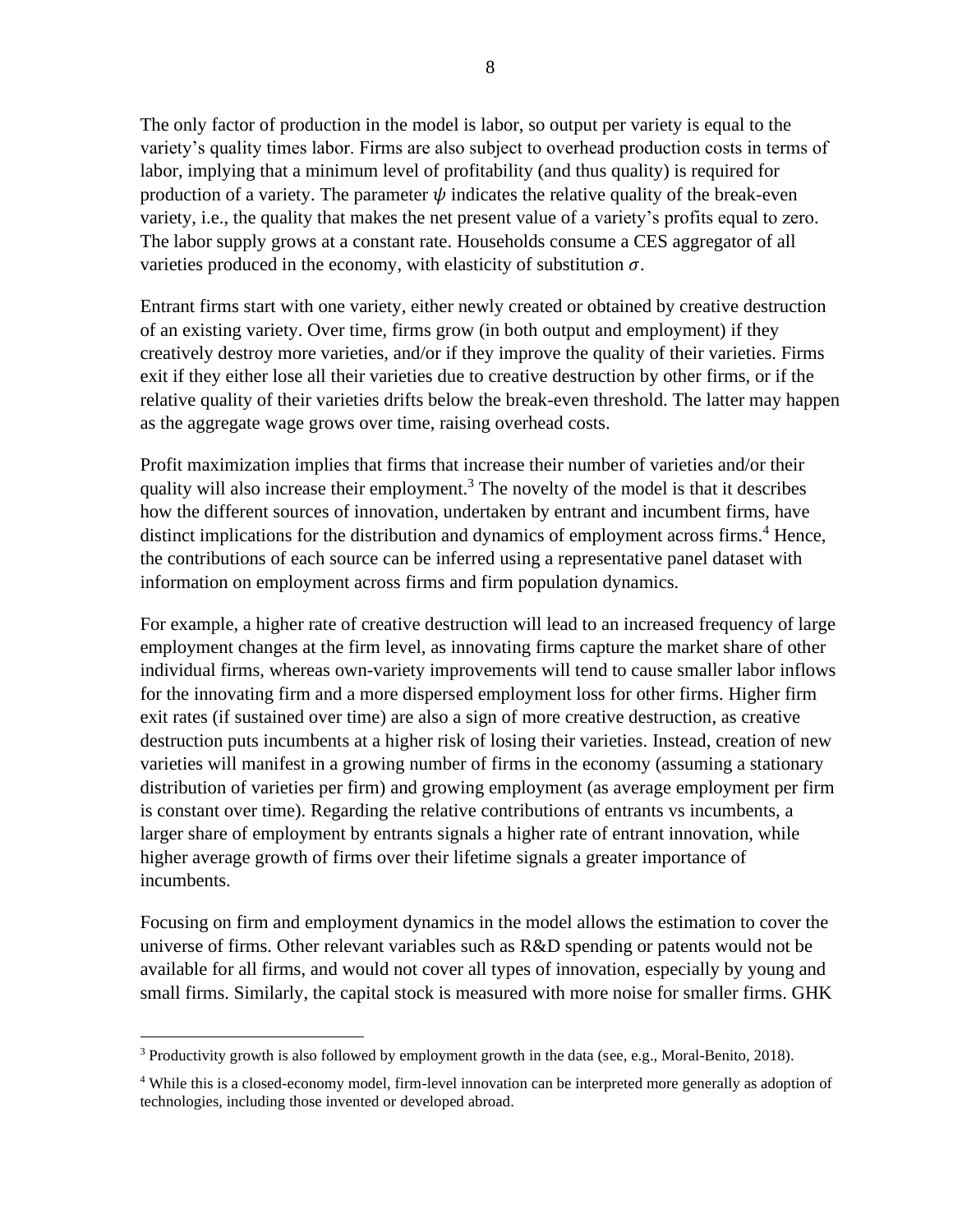The only factor of production in the model is labor, so output per variety is equal to the variety's quality times labor. Firms are also subject to overhead production costs in terms of labor, implying that a minimum level of profitability (and thus quality) is required for production of a variety. The parameter $\psi$ indicates the relative quality of the break-even variety, i.e., the quality that makes the net present value of a variety's profits equal to zero. The labor supply grows at a constant rate. Households consume a CES aggregator of all varieties produced in the economy, with elasticity of substitution $\sigma$.

Entrant firms start with one variety, either newly created or obtained by creative destruction of an existing variety. Over time, firms grow (in both output and employment) if they creatively destroy more varieties, and/or if they improve the quality of their varieties. Firms exit if they either lose all their varieties due to creative destruction by other firms, or if the relative quality of their varieties drifts below the break-even threshold. The latter may happen as the aggregate wage grows over time, raising overhead costs.

Profit maximization implies that firms that increase their number of varieties and/or their quality will also increase their employment.[3] The novelty of the model is that it describes how the different sources of innovation, undertaken by entrant and incumbent firms, have distinct implications for the distribution and dynamics of employment across firms.[4] Hence, the contributions of each source can be inferred using a representative panel dataset with information on employment across firms and firm population dynamics.

For example, a higher rate of creative destruction will lead to an increased frequency of large employment changes at the firm level, as innovating firms capture the market share of other individual firms, whereas own-variety improvements will tend to cause smaller labor inflows for the innovating firm and a more dispersed employment loss for other firms. Higher firm exit rates (if sustained over time) are also a sign of more creative destruction, as creative destruction puts incumbents at a higher risk of losing their varieties. Instead, creation of new varieties will manifest in a growing number of firms in the economy (assuming a stationary distribution of varieties per firm) and growing employment (as average employment per firm is constant over time). Regarding the relative contributions of entrants vs incumbents, a larger share of employment by entrants signals a higher rate of entrant innovation, while higher average growth of firms over their lifetime signals a greater importance of incumbents.

Focusing on firm and employment dynamics in the model allows the estimation to cover the universe of firms. Other relevant variables such as R&D spending or patents would not be available for all firms, and would not cover all types of innovation, especially by young and small firms. Similarly, the capital stock is measured with more noise for smaller firms. GHK

---

[3] Productivity growth is also followed by employment growth in the data (see, e.g., Moral-Benito, 2018).

[4] While this is a closed-economy model, firm-level innovation can be interpreted more generally as adoption of technologies, including those invented or developed abroad.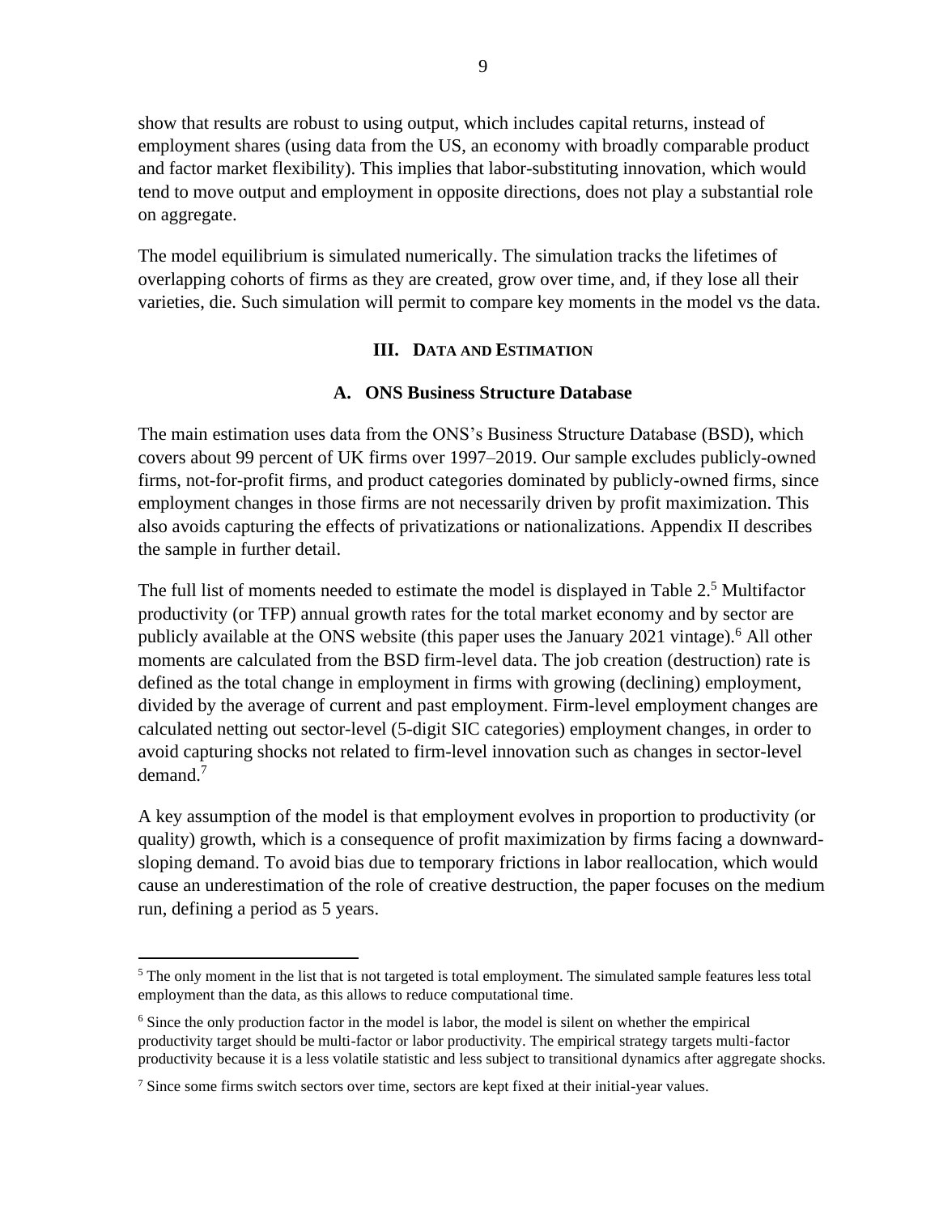show that results are robust to using output, which includes capital returns, instead of employment shares (using data from the US, an economy with broadly comparable product and factor market flexibility). This implies that labor-substituting innovation, which would tend to move output and employment in opposite directions, does not play a substantial role on aggregate.

The model equilibrium is simulated numerically. The simulation tracks the lifetimes of overlapping cohorts of firms as they are created, grow over time, and, if they lose all their varieties, die. Such simulation will permit to compare key moments in the model vs the data.

## III. DATA AND ESTIMATION

### A. ONS Business Structure Database

The main estimation uses data from the ONS's Business Structure Database (BSD), which covers about 99 percent of UK firms over 1997–2019. Our sample excludes publicly-owned firms, not-for-profit firms, and product categories dominated by publicly-owned firms, since employment changes in those firms are not necessarily driven by profit maximization. This also avoids capturing the effects of privatizations or nationalizations. Appendix II describes the sample in further detail.

The full list of moments needed to estimate the model is displayed in Table 2.[5] Multifactor productivity (or TFP) annual growth rates for the total market economy and by sector are publicly available at the ONS website (this paper uses the January 2021 vintage).[6] All other moments are calculated from the BSD firm-level data. The job creation (destruction) rate is defined as the total change in employment in firms with growing (declining) employment, divided by the average of current and past employment. Firm-level employment changes are calculated netting out sector-level (5-digit SIC categories) employment changes, in order to avoid capturing shocks not related to firm-level innovation such as changes in sector-level demand.[7]

A key assumption of the model is that employment evolves in proportion to productivity (or quality) growth, which is a consequence of profit maximization by firms facing a downward-sloping demand. To avoid bias due to temporary frictions in labor reallocation, which would cause an underestimation of the role of creative destruction, the paper focuses on the medium run, defining a period as 5 years.

---

[5] The only moment in the list that is not targeted is total employment. The simulated sample features less total employment than the data, as this allows to reduce computational time.

[6] Since the only production factor in the model is labor, the model is silent on whether the empirical productivity target should be multi-factor or labor productivity. The empirical strategy targets multi-factor productivity because it is a less volatile statistic and less subject to transitional dynamics after aggregate shocks.

[7] Since some firms switch sectors over time, sectors are kept fixed at their initial-year values.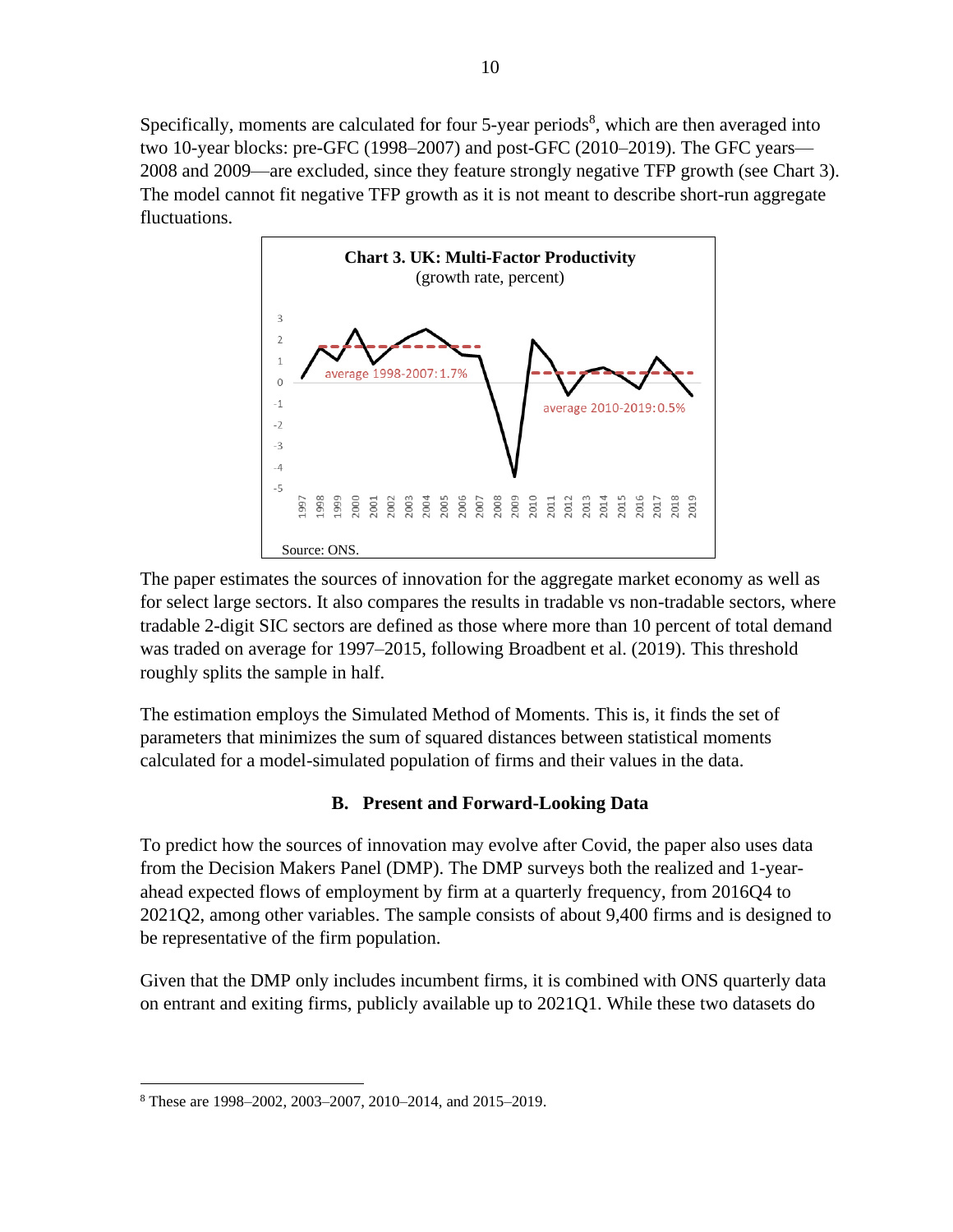Specifically, moments are calculated for four 5-year periods[8], which are then averaged into two 10-year blocks: pre-GFC (1998–2007) and post-GFC (2010–2019). The GFC years—2008 and 2009—are excluded, since they feature strongly negative TFP growth (see Chart 3). The model cannot fit negative TFP growth as it is not meant to describe short-run aggregate fluctuations.

**Chart 3. UK: Multi-Factor Productivity**
(growth rate, percent)

Source: ONS.

The paper estimates the sources of innovation for the aggregate market economy as well as for select large sectors. It also compares the results in tradable vs non-tradable sectors, where tradable 2-digit SIC sectors are defined as those where more than 10 percent of total demand was traded on average for 1997–2015, following Broadbent et al. (2019). This threshold roughly splits the sample in half.

The estimation employs the Simulated Method of Moments. This is, it finds the set of parameters that minimizes the sum of squared distances between statistical moments calculated for a model-simulated population of firms and their values in the data.

## B. Present and Forward-Looking Data

To predict how the sources of innovation may evolve after Covid, the paper also uses data from the Decision Makers Panel (DMP). The DMP surveys both the realized and 1-year-ahead expected flows of employment by firm at a quarterly frequency, from 2016Q4 to 2021Q2, among other variables. The sample consists of about 9,400 firms and is designed to be representative of the firm population.

Given that the DMP only includes incumbent firms, it is combined with ONS quarterly data on entrant and exiting firms, publicly available up to 2021Q1. While these two datasets do

---

[8] These are 1998–2002, 2003–2007, 2010–2014, and 2015–2019.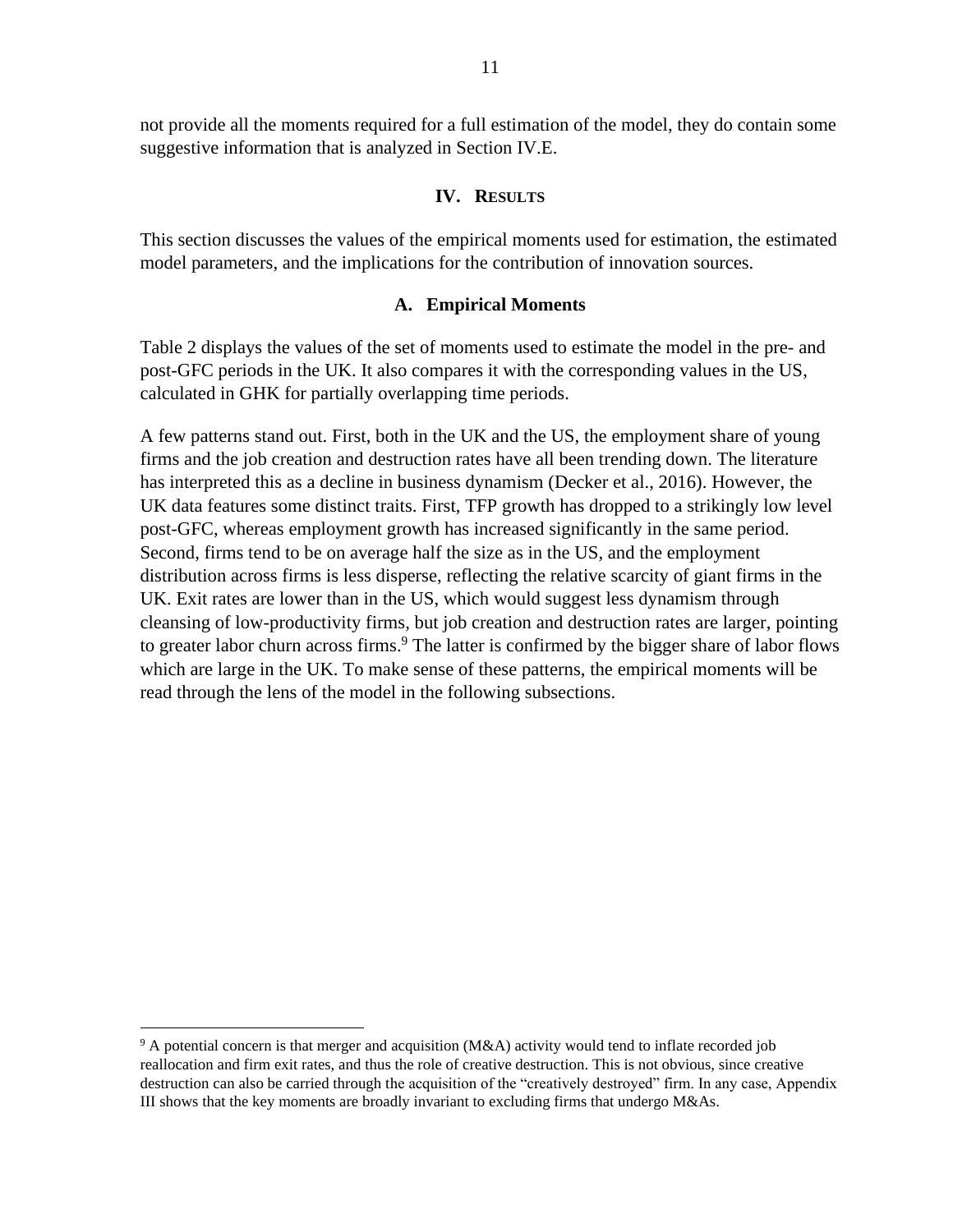not provide all the moments required for a full estimation of the model, they do contain some suggestive information that is analyzed in Section IV.E.

## IV. Results

This section discusses the values of the empirical moments used for estimation, the estimated model parameters, and the implications for the contribution of innovation sources.

### A. Empirical Moments

Table 2 displays the values of the set of moments used to estimate the model in the pre- and post-GFC periods in the UK. It also compares it with the corresponding values in the US, calculated in GHK for partially overlapping time periods.

A few patterns stand out. First, both in the UK and the US, the employment share of young firms and the job creation and destruction rates have all been trending down. The literature has interpreted this as a decline in business dynamism (Decker et al., 2016). However, the UK data features some distinct traits. First, TFP growth has dropped to a strikingly low level post-GFC, whereas employment growth has increased significantly in the same period. Second, firms tend to be on average half the size as in the US, and the employment distribution across firms is less disperse, reflecting the relative scarcity of giant firms in the UK. Exit rates are lower than in the US, which would suggest less dynamism through cleansing of low-productivity firms, but job creation and destruction rates are larger, pointing to greater labor churn across firms.[9] The latter is confirmed by the bigger share of labor flows which are large in the UK. To make sense of these patterns, the empirical moments will be read through the lens of the model in the following subsections.

---

[9] A potential concern is that merger and acquisition (M&A) activity would tend to inflate recorded job reallocation and firm exit rates, and thus the role of creative destruction. This is not obvious, since creative destruction can also be carried through the acquisition of the "creatively destroyed" firm. In any case, Appendix III shows that the key moments are broadly invariant to excluding firms that undergo M&As.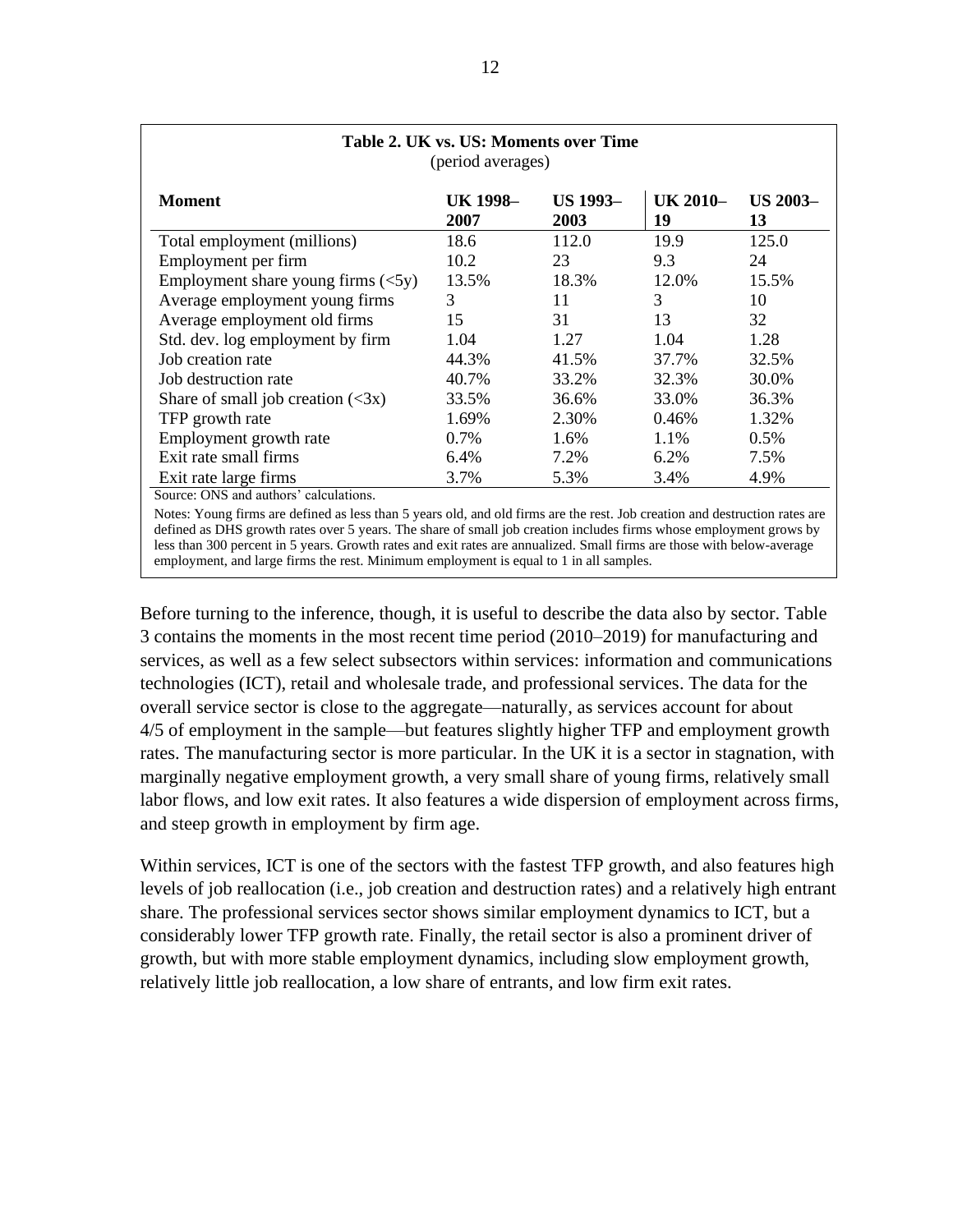**Table 2. UK vs. US: Moments over Time**
(period averages)

| Moment | UK 1998–2007 | US 1993–2003 | UK 2010–19 | US 2003–13 |
|---|---|---|---|---|
| Total employment (millions) | 18.6 | 112.0 | 19.9 | 125.0 |
| Employment per firm | 10.2 | 23 | 9.3 | 24 |
| Employment share young firms (<5y) | 13.5% | 18.3% | 12.0% | 15.5% |
| Average employment young firms | 3 | 11 | 3 | 10 |
| Average employment old firms | 15 | 31 | 13 | 32 |
| Std. dev. log employment by firm | 1.04 | 1.27 | 1.04 | 1.28 |
| Job creation rate | 44.3% | 41.5% | 37.7% | 32.5% |
| Job destruction rate | 40.7% | 33.2% | 32.3% | 30.0% |
| Share of small job creation (<3x) | 33.5% | 36.6% | 33.0% | 36.3% |
| TFP growth rate | 1.69% | 2.30% | 0.46% | 1.32% |
| Employment growth rate | 0.7% | 1.6% | 1.1% | 0.5% |
| Exit rate small firms | 6.4% | 7.2% | 6.2% | 7.5% |
| Exit rate large firms | 3.7% | 5.3% | 3.4% | 4.9% |

Source: ONS and authors' calculations.

Notes: Young firms are defined as less than 5 years old, and old firms are the rest. Job creation and destruction rates are defined as DHS growth rates over 5 years. The share of small job creation includes firms whose employment grows by less than 300 percent in 5 years. Growth rates and exit rates are annualized. Small firms are those with below-average employment, and large firms the rest. Minimum employment is equal to 1 in all samples.

Before turning to the inference, though, it is useful to describe the data also by sector. Table 3 contains the moments in the most recent time period (2010–2019) for manufacturing and services, as well as a few select subsectors within services: information and communications technologies (ICT), retail and wholesale trade, and professional services. The data for the overall service sector is close to the aggregate—naturally, as services account for about 4/5 of employment in the sample—but features slightly higher TFP and employment growth rates. The manufacturing sector is more particular. In the UK it is a sector in stagnation, with marginally negative employment growth, a very small share of young firms, relatively small labor flows, and low exit rates. It also features a wide dispersion of employment across firms, and steep growth in employment by firm age.

Within services, ICT is one of the sectors with the fastest TFP growth, and also features high levels of job reallocation (i.e., job creation and destruction rates) and a relatively high entrant share. The professional services sector shows similar employment dynamics to ICT, but a considerably lower TFP growth rate. Finally, the retail sector is also a prominent driver of growth, but with more stable employment dynamics, including slow employment growth, relatively little job reallocation, a low share of entrants, and low firm exit rates.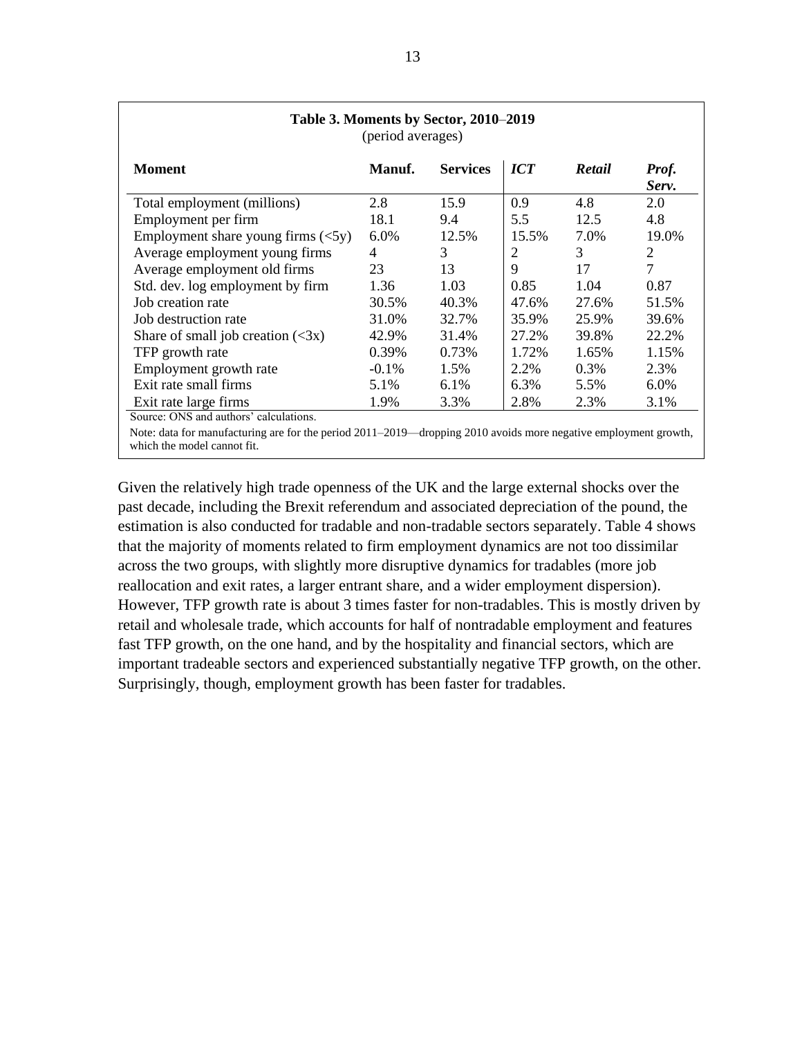**Table 3. Moments by Sector, 2010–2019**
(period averages)

| Moment | Manuf. | Services | *ICT* | *Retail* | *Prof. Serv.* |
|---|---|---|---|---|---|
| Total employment (millions) | 2.8 | 15.9 | 0.9 | 4.8 | 2.0 |
| Employment per firm | 18.1 | 9.4 | 5.5 | 12.5 | 4.8 |
| Employment share young firms (<5y) | 6.0% | 12.5% | 15.5% | 7.0% | 19.0% |
| Average employment young firms | 4 | 3 | 2 | 3 | 2 |
| Average employment old firms | 23 | 13 | 9 | 17 | 7 |
| Std. dev. log employment by firm | 1.36 | 1.03 | 0.85 | 1.04 | 0.87 |
| Job creation rate | 30.5% | 40.3% | 47.6% | 27.6% | 51.5% |
| Job destruction rate | 31.0% | 32.7% | 35.9% | 25.9% | 39.6% |
| Share of small job creation (<3x) | 42.9% | 31.4% | 27.2% | 39.8% | 22.2% |
| TFP growth rate | 0.39% | 0.73% | 1.72% | 1.65% | 1.15% |
| Employment growth rate | -0.1% | 1.5% | 2.2% | 0.3% | 2.3% |
| Exit rate small firms | 5.1% | 6.1% | 6.3% | 5.5% | 6.0% |
| Exit rate large firms | 1.9% | 3.3% | 2.8% | 2.3% | 3.1% |

Source: ONS and authors' calculations.

Note: data for manufacturing are for the period 2011–2019—dropping 2010 avoids more negative employment growth, which the model cannot fit.

Given the relatively high trade openness of the UK and the large external shocks over the past decade, including the Brexit referendum and associated depreciation of the pound, the estimation is also conducted for tradable and non-tradable sectors separately. Table 4 shows that the majority of moments related to firm employment dynamics are not too dissimilar across the two groups, with slightly more disruptive dynamics for tradables (more job reallocation and exit rates, a larger entrant share, and a wider employment dispersion). However, TFP growth rate is about 3 times faster for non-tradables. This is mostly driven by retail and wholesale trade, which accounts for half of nontradable employment and features fast TFP growth, on the one hand, and by the hospitality and financial sectors, which are important tradeable sectors and experienced substantially negative TFP growth, on the other. Surprisingly, though, employment growth has been faster for tradables.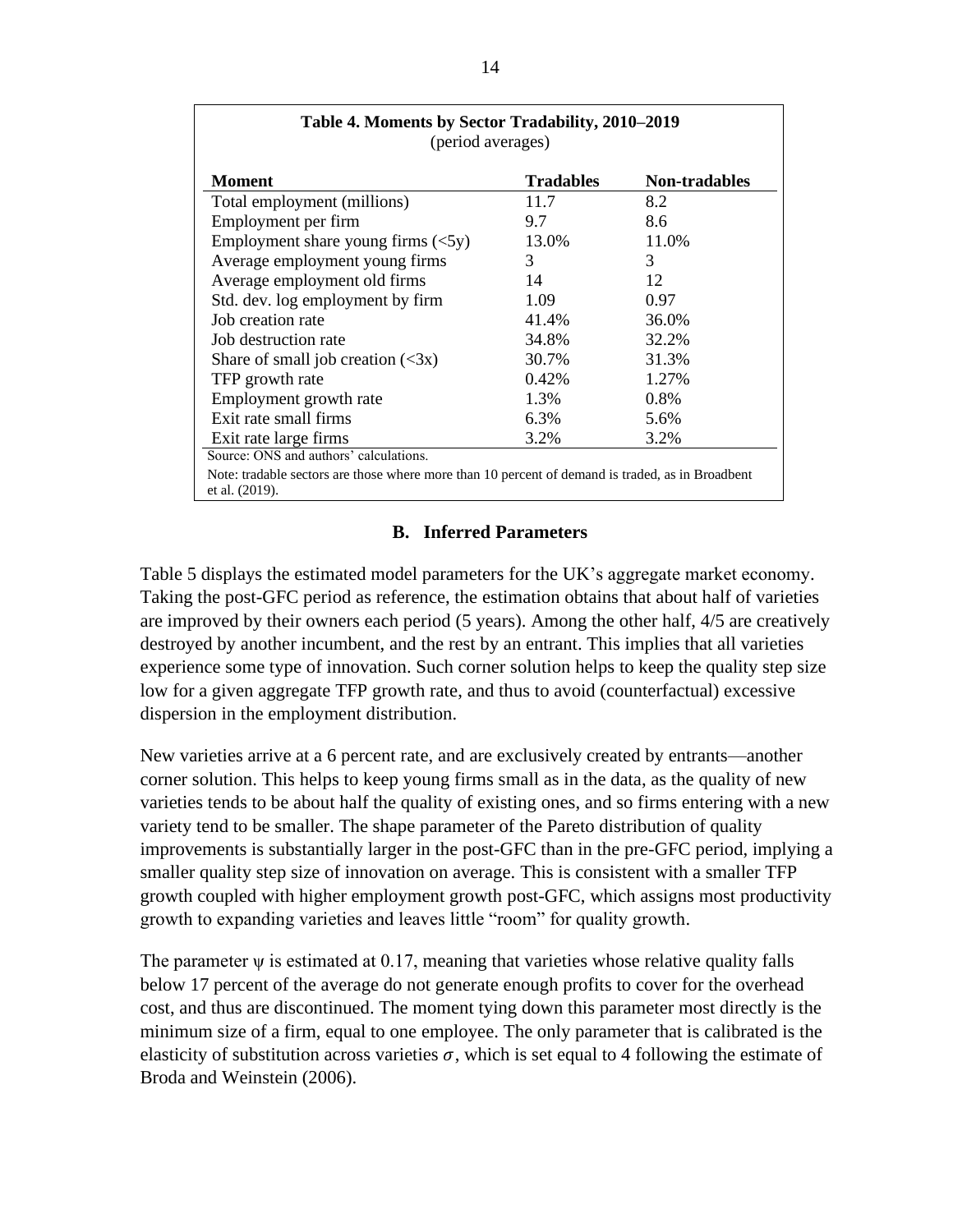**Table 4. Moments by Sector Tradability, 2010–2019**
(period averages)

| Moment | Tradables | Non-tradables |
|---|---|---|
| Total employment (millions) | 11.7 | 8.2 |
| Employment per firm | 9.7 | 8.6 |
| Employment share young firms (<5y) | 13.0% | 11.0% |
| Average employment young firms | 3 | 3 |
| Average employment old firms | 14 | 12 |
| Std. dev. log employment by firm | 1.09 | 0.97 |
| Job creation rate | 41.4% | 36.0% |
| Job destruction rate | 34.8% | 32.2% |
| Share of small job creation (<3x) | 30.7% | 31.3% |
| TFP growth rate | 0.42% | 1.27% |
| Employment growth rate | 1.3% | 0.8% |
| Exit rate small firms | 6.3% | 5.6% |
| Exit rate large firms | 3.2% | 3.2% |

Source: ONS and authors' calculations.

Note: tradable sectors are those where more than 10 percent of demand is traded, as in Broadbent et al. (2019).

## B. Inferred Parameters

Table 5 displays the estimated model parameters for the UK's aggregate market economy. Taking the post-GFC period as reference, the estimation obtains that about half of varieties are improved by their owners each period (5 years). Among the other half, 4/5 are creatively destroyed by another incumbent, and the rest by an entrant. This implies that all varieties experience some type of innovation. Such corner solution helps to keep the quality step size low for a given aggregate TFP growth rate, and thus to avoid (counterfactual) excessive dispersion in the employment distribution.

New varieties arrive at a 6 percent rate, and are exclusively created by entrants—another corner solution. This helps to keep young firms small as in the data, as the quality of new varieties tends to be about half the quality of existing ones, and so firms entering with a new variety tend to be smaller. The shape parameter of the Pareto distribution of quality improvements is substantially larger in the post-GFC than in the pre-GFC period, implying a smaller quality step size of innovation on average. This is consistent with a smaller TFP growth coupled with higher employment growth post-GFC, which assigns most productivity growth to expanding varieties and leaves little "room" for quality growth.

The parameter $\psi$ is estimated at 0.17, meaning that varieties whose relative quality falls below 17 percent of the average do not generate enough profits to cover for the overhead cost, and thus are discontinued. The moment tying down this parameter most directly is the minimum size of a firm, equal to one employee. The only parameter that is calibrated is the elasticity of substitution across varieties $\sigma$, which is set equal to 4 following the estimate of Broda and Weinstein (2006).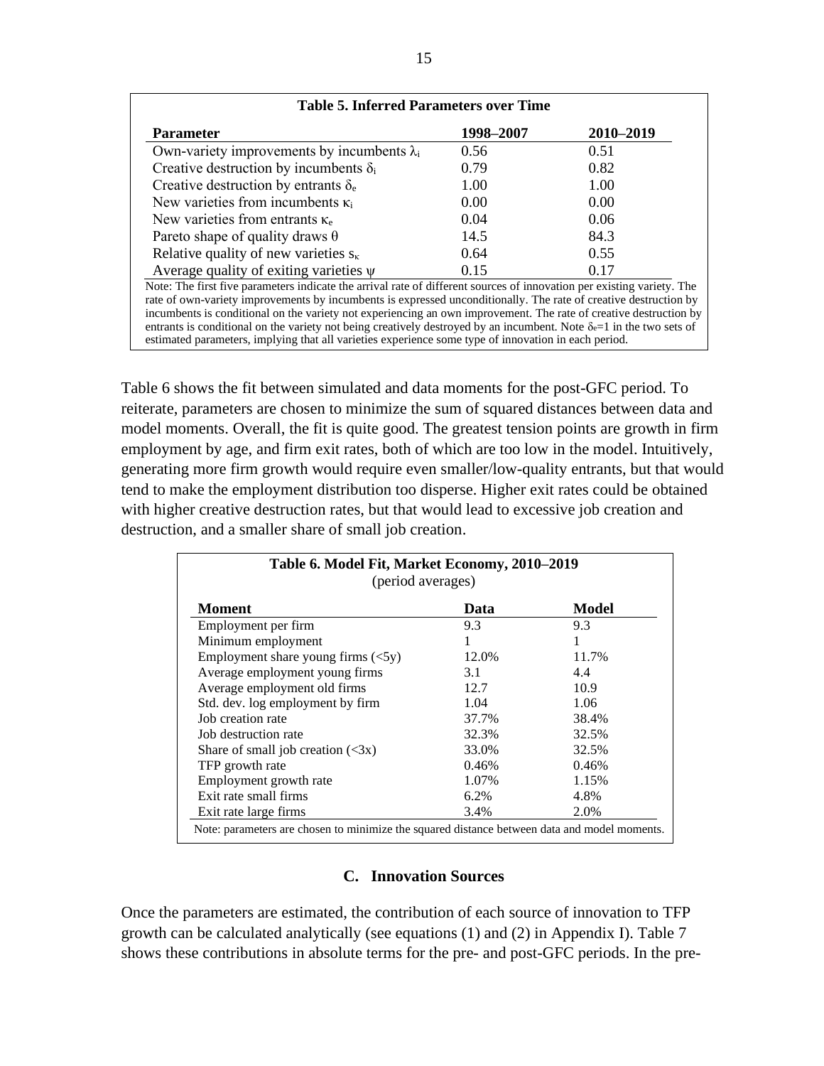**Table 5. Inferred Parameters over Time**

| Parameter | 1998–2007 | 2010–2019 |
|---|---|---|
| Own-variety improvements by incumbents $\lambda_i$ | 0.56 | 0.51 |
| Creative destruction by incumbents $\delta_i$ | 0.79 | 0.82 |
| Creative destruction by entrants $\delta_e$ | 1.00 | 1.00 |
| New varieties from incumbents $\kappa_i$ | 0.00 | 0.00 |
| New varieties from entrants $\kappa_e$ | 0.04 | 0.06 |
| Pareto shape of quality draws $\theta$ | 14.5 | 84.3 |
| Relative quality of new varieties $s_\kappa$ | 0.64 | 0.55 |
| Average quality of exiting varieties $\psi$ | 0.15 | 0.17 |

Note: The first five parameters indicate the arrival rate of different sources of innovation per existing variety. The rate of own-variety improvements by incumbents is expressed unconditionally. The rate of creative destruction by incumbents is conditional on the variety not experiencing an own improvement. The rate of creative destruction by entrants is conditional on the variety not being creatively destroyed by an incumbent. Note $\delta_e$=1 in the two sets of estimated parameters, implying that all varieties experience some type of innovation in each period.

Table 6 shows the fit between simulated and data moments for the post-GFC period. To reiterate, parameters are chosen to minimize the sum of squared distances between data and model moments. Overall, the fit is quite good. The greatest tension points are growth in firm employment by age, and firm exit rates, both of which are too low in the model. Intuitively, generating more firm growth would require even smaller/low-quality entrants, but that would tend to make the employment distribution too disperse. Higher exit rates could be obtained with higher creative destruction rates, but that would lead to excessive job creation and destruction, and a smaller share of small job creation.

**Table 6. Model Fit, Market Economy, 2010–2019**
(period averages)

| Moment | Data | Model |
|---|---|---|
| Employment per firm | 9.3 | 9.3 |
| Minimum employment | 1 | 1 |
| Employment share young firms (<5y) | 12.0% | 11.7% |
| Average employment young firms | 3.1 | 4.4 |
| Average employment old firms | 12.7 | 10.9 |
| Std. dev. log employment by firm | 1.04 | 1.06 |
| Job creation rate | 37.7% | 38.4% |
| Job destruction rate | 32.3% | 32.5% |
| Share of small job creation (<3x) | 33.0% | 32.5% |
| TFP growth rate | 0.46% | 0.46% |
| Employment growth rate | 1.07% | 1.15% |
| Exit rate small firms | 6.2% | 4.8% |
| Exit rate large firms | 3.4% | 2.0% |

Note: parameters are chosen to minimize the squared distance between data and model moments.

### C. Innovation Sources

Once the parameters are estimated, the contribution of each source of innovation to TFP growth can be calculated analytically (see equations (1) and (2) in Appendix I). Table 7 shows these contributions in absolute terms for the pre- and post-GFC periods. In the pre-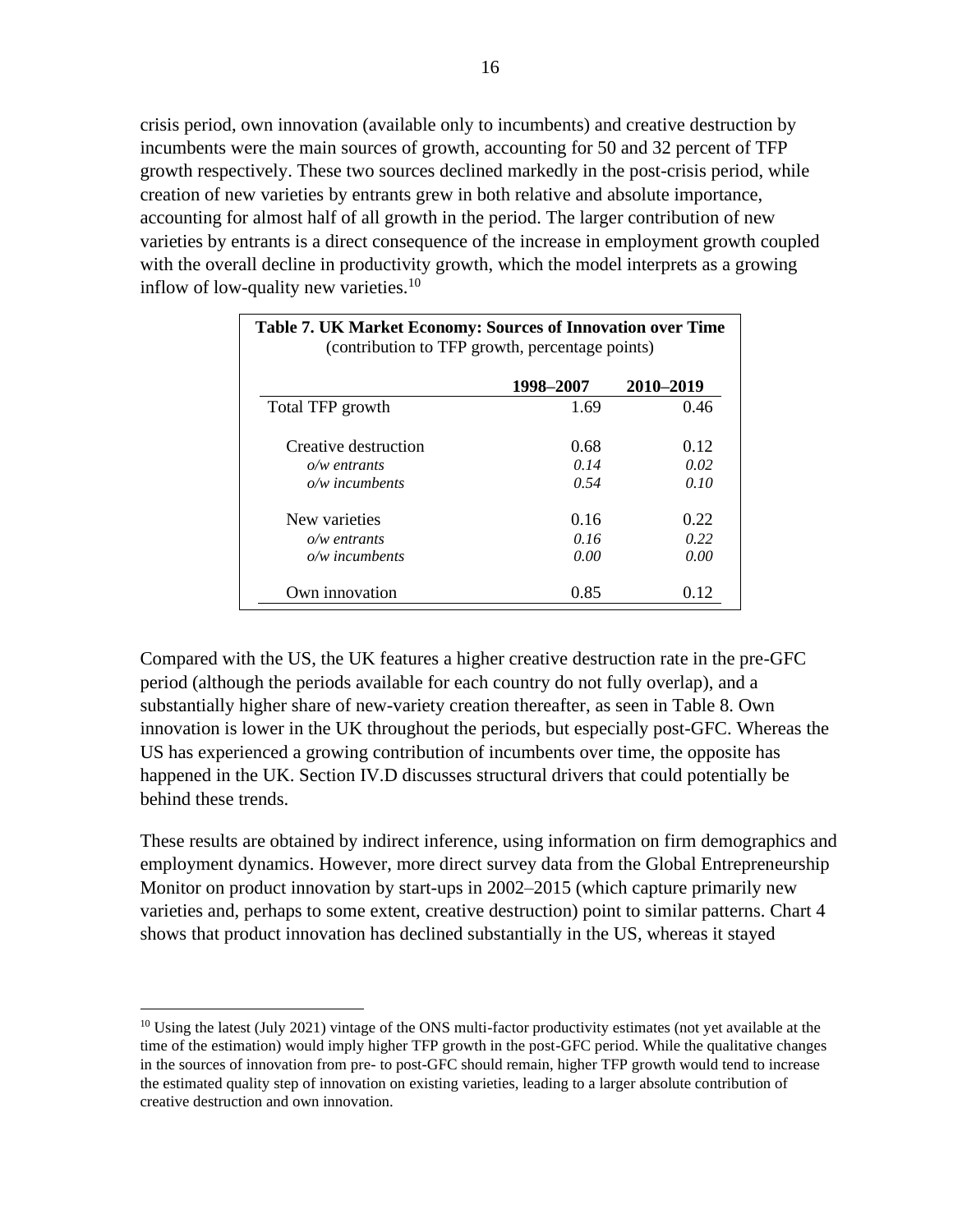crisis period, own innovation (available only to incumbents) and creative destruction by incumbents were the main sources of growth, accounting for 50 and 32 percent of TFP growth respectively. These two sources declined markedly in the post-crisis period, while creation of new varieties by entrants grew in both relative and absolute importance, accounting for almost half of all growth in the period. The larger contribution of new varieties by entrants is a direct consequence of the increase in employment growth coupled with the overall decline in productivity growth, which the model interprets as a growing inflow of low-quality new varieties.[10]

**Table 7. UK Market Economy: Sources of Innovation over Time**
(contribution to TFP growth, percentage points)

| | 1998–2007 | 2010–2019 |
|---|---|---|
| Total TFP growth | 1.69 | 0.46 |
| Creative destruction | 0.68 | 0.12 |
| *o/w entrants* | *0.14* | *0.02* |
| *o/w incumbents* | *0.54* | *0.10* |
| New varieties | 0.16 | 0.22 |
| *o/w entrants* | *0.16* | *0.22* |
| *o/w incumbents* | *0.00* | *0.00* |
| Own innovation | 0.85 | 0.12 |

Compared with the US, the UK features a higher creative destruction rate in the pre-GFC period (although the periods available for each country do not fully overlap), and a substantially higher share of new-variety creation thereafter, as seen in Table 8. Own innovation is lower in the UK throughout the periods, but especially post-GFC. Whereas the US has experienced a growing contribution of incumbents over time, the opposite has happened in the UK. Section IV.D discusses structural drivers that could potentially be behind these trends.

These results are obtained by indirect inference, using information on firm demographics and employment dynamics. However, more direct survey data from the Global Entrepreneurship Monitor on product innovation by start-ups in 2002–2015 (which capture primarily new varieties and, perhaps to some extent, creative destruction) point to similar patterns. Chart 4 shows that product innovation has declined substantially in the US, whereas it stayed

[10] Using the latest (July 2021) vintage of the ONS multi-factor productivity estimates (not yet available at the time of the estimation) would imply higher TFP growth in the post-GFC period. While the qualitative changes in the sources of innovation from pre- to post-GFC should remain, higher TFP growth would tend to increase the estimated quality step of innovation on existing varieties, leading to a larger absolute contribution of creative destruction and own innovation.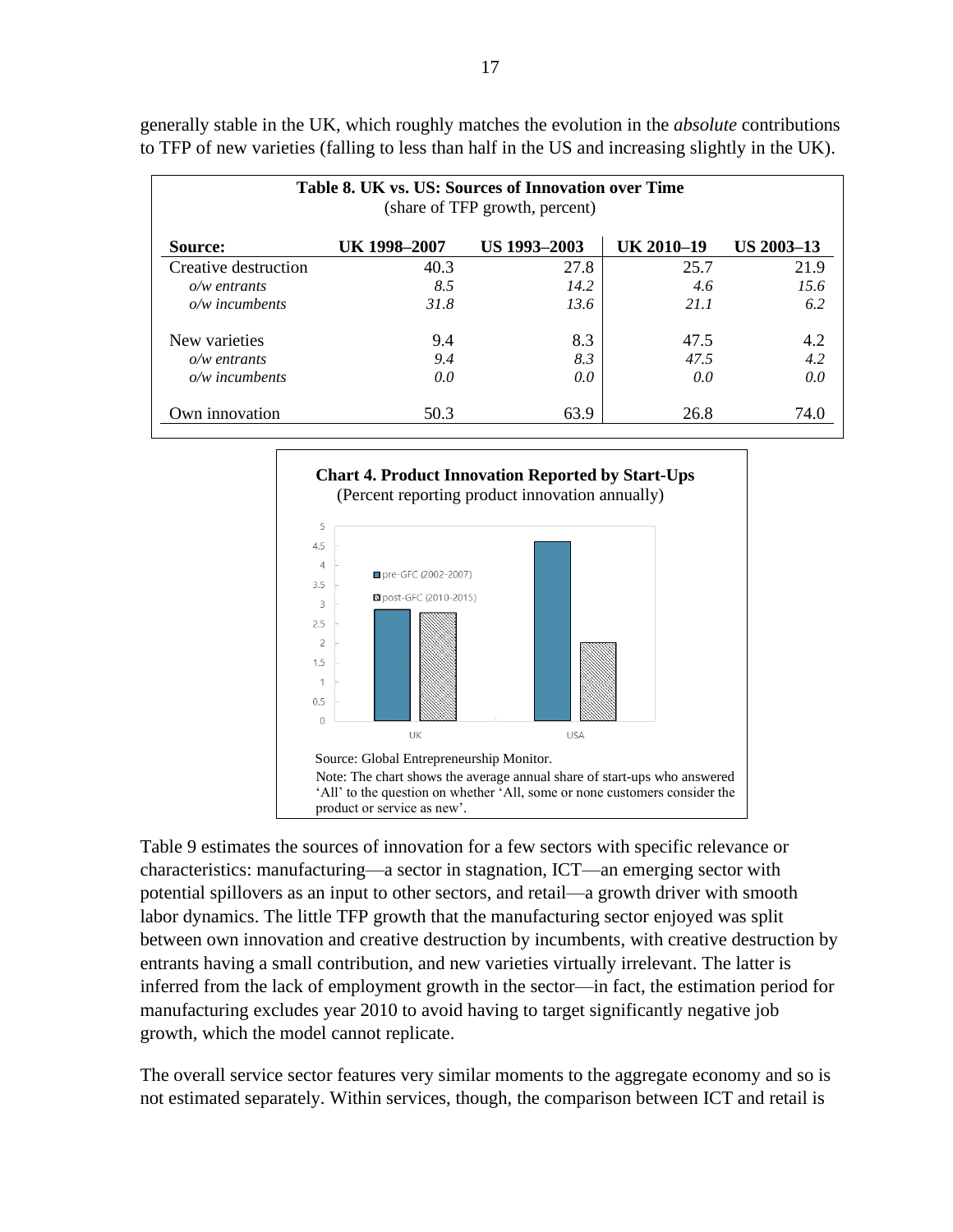generally stable in the UK, which roughly matches the evolution in the *absolute* contributions to TFP of new varieties (falling to less than half in the US and increasing slightly in the UK).

**Table 8. UK vs. US: Sources of Innovation over Time**
(share of TFP growth, percent)

| Source: | UK 1998–2007 | US 1993–2003 | UK 2010–19 | US 2003–13 |
|---|---|---|---|---|
| Creative destruction | 40.3 | 27.8 | 25.7 | 21.9 |
| *o/w entrants* | *8.5* | *14.2* | *4.6* | *15.6* |
| *o/w incumbents* | *31.8* | *13.6* | *21.1* | *6.2* |
| New varieties | 9.4 | 8.3 | 47.5 | 4.2 |
| *o/w entrants* | *9.4* | *8.3* | *47.5* | *4.2* |
| *o/w incumbents* | *0.0* | *0.0* | *0.0* | *0.0* |
| Own innovation | 50.3 | 63.9 | 26.8 | 74.0 |

**Chart 4. Product Innovation Reported by Start-Ups**
(Percent reporting product innovation annually)

| | pre-GFC (2002-2007) | post-GFC (2010-2015) |
|---|---|---|
| UK | ~2.9 | ~2.8 |
| USA | ~4.6 | ~2.0 |

Source: Global Entrepreneurship Monitor.
Note: The chart shows the average annual share of start-ups who answered 'All' to the question on whether 'All, some or none customers consider the product or service as new'.

Table 9 estimates the sources of innovation for a few sectors with specific relevance or characteristics: manufacturing—a sector in stagnation, ICT—an emerging sector with potential spillovers as an input to other sectors, and retail—a growth driver with smooth labor dynamics. The little TFP growth that the manufacturing sector enjoyed was split between own innovation and creative destruction by incumbents, with creative destruction by entrants having a small contribution, and new varieties virtually irrelevant. The latter is inferred from the lack of employment growth in the sector—in fact, the estimation period for manufacturing excludes year 2010 to avoid having to target significantly negative job growth, which the model cannot replicate.

The overall service sector features very similar moments to the aggregate economy and so is not estimated separately. Within services, though, the comparison between ICT and retail is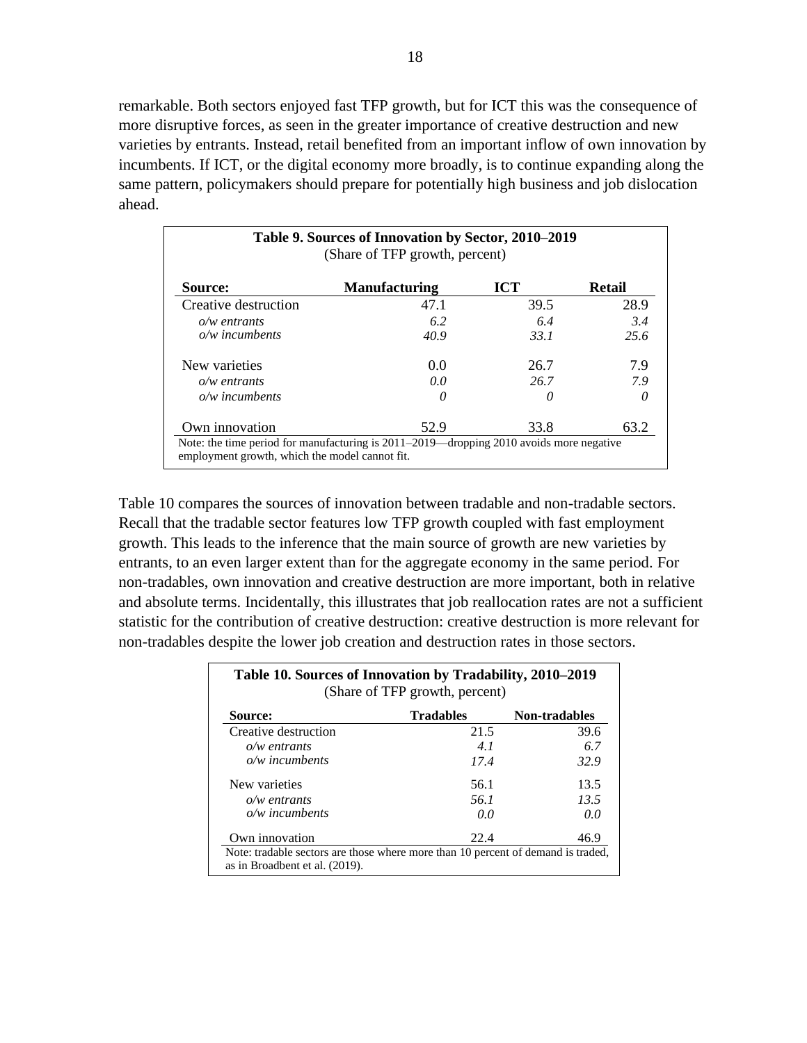remarkable. Both sectors enjoyed fast TFP growth, but for ICT this was the consequence of more disruptive forces, as seen in the greater importance of creative destruction and new varieties by entrants. Instead, retail benefited from an important inflow of own innovation by incumbents. If ICT, or the digital economy more broadly, is to continue expanding along the same pattern, policymakers should prepare for potentially high business and job dislocation ahead.

**Table 9. Sources of Innovation by Sector, 2010–2019**
(Share of TFP growth, percent)

| Source: | Manufacturing | ICT | Retail |
|---|---|---|---|
| Creative destruction | 47.1 | 39.5 | 28.9 |
| *o/w entrants* | *6.2* | *6.4* | *3.4* |
| *o/w incumbents* | *40.9* | *33.1* | *25.6* |
| New varieties | 0.0 | 26.7 | 7.9 |
| *o/w entrants* | *0.0* | *26.7* | *7.9* |
| *o/w incumbents* | *0* | *0* | *0* |
| Own innovation | 52.9 | 33.8 | 63.2 |

Note: the time period for manufacturing is 2011–2019—dropping 2010 avoids more negative employment growth, which the model cannot fit.

Table 10 compares the sources of innovation between tradable and non-tradable sectors. Recall that the tradable sector features low TFP growth coupled with fast employment growth. This leads to the inference that the main source of growth are new varieties by entrants, to an even larger extent than for the aggregate economy in the same period. For non-tradables, own innovation and creative destruction are more important, both in relative and absolute terms. Incidentally, this illustrates that job reallocation rates are not a sufficient statistic for the contribution of creative destruction: creative destruction is more relevant for non-tradables despite the lower job creation and destruction rates in those sectors.

**Table 10. Sources of Innovation by Tradability, 2010–2019**
(Share of TFP growth, percent)

| Source: | Tradables | Non-tradables |
|---|---|---|
| Creative destruction | 21.5 | 39.6 |
| *o/w entrants* | *4.1* | *6.7* |
| *o/w incumbents* | *17.4* | *32.9* |
| New varieties | 56.1 | 13.5 |
| *o/w entrants* | *56.1* | *13.5* |
| *o/w incumbents* | *0.0* | *0.0* |
| Own innovation | 22.4 | 46.9 |

Note: tradable sectors are those where more than 10 percent of demand is traded, as in Broadbent et al. (2019).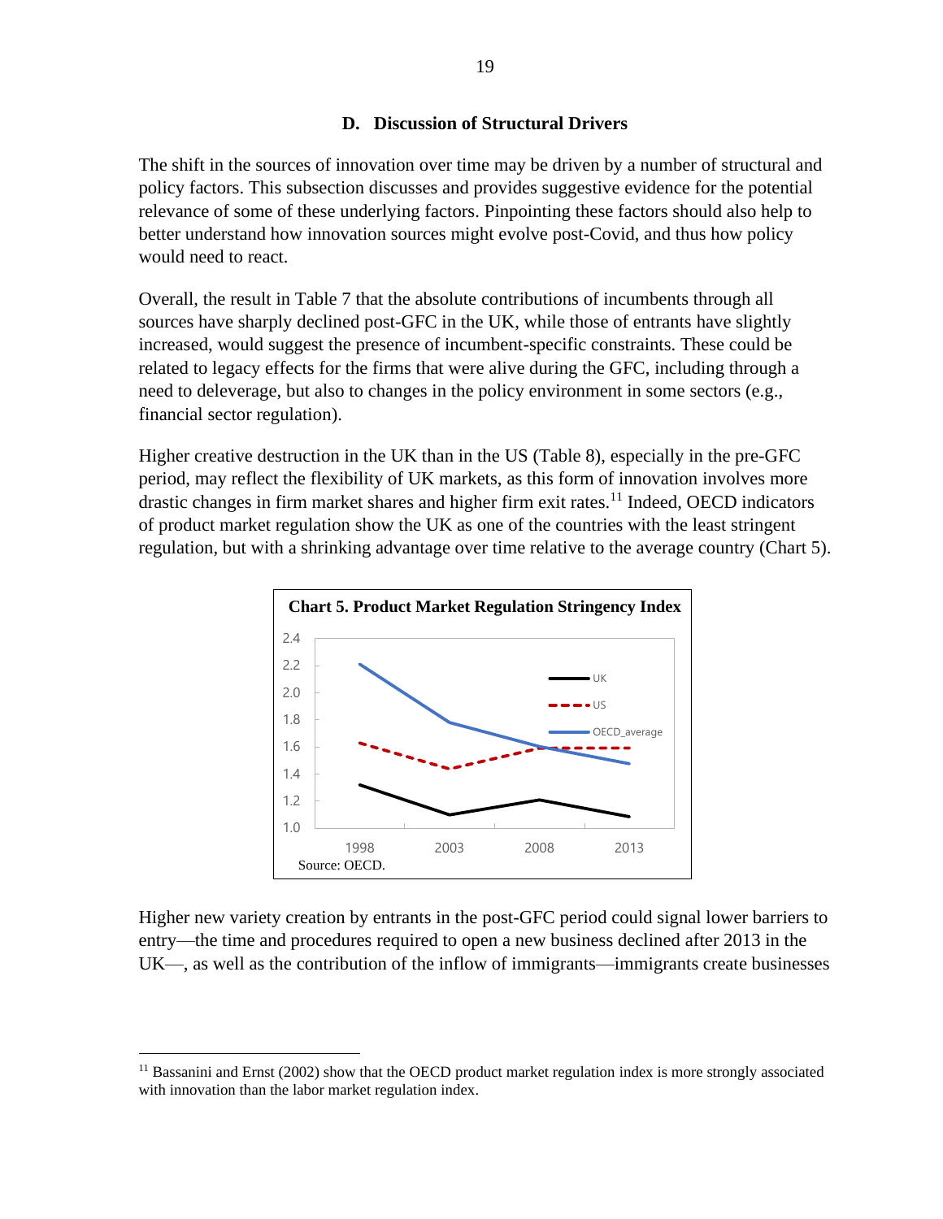### D. Discussion of Structural Drivers

The shift in the sources of innovation over time may be driven by a number of structural and policy factors. This subsection discusses and provides suggestive evidence for the potential relevance of some of these underlying factors. Pinpointing these factors should also help to better understand how innovation sources might evolve post-Covid, and thus how policy would need to react.

Overall, the result in Table 7 that the absolute contributions of incumbents through all sources have sharply declined post-GFC in the UK, while those of entrants have slightly increased, would suggest the presence of incumbent-specific constraints. These could be related to legacy effects for the firms that were alive during the GFC, including through a need to deleverage, but also to changes in the policy environment in some sectors (e.g., financial sector regulation).

Higher creative destruction in the UK than in the US (Table 8), especially in the pre-GFC period, may reflect the flexibility of UK markets, as this form of innovation involves more drastic changes in firm market shares and higher firm exit rates.[11] Indeed, OECD indicators of product market regulation show the UK as one of the countries with the least stringent regulation, but with a shrinking advantage over time relative to the average country (Chart 5).

**Chart 5. Product Market Regulation Stringency Index**

Source: OECD.

Higher new variety creation by entrants in the post-GFC period could signal lower barriers to entry—the time and procedures required to open a new business declined after 2013 in the UK—, as well as the contribution of the inflow of immigrants—immigrants create businesses

[11] Bassanini and Ernst (2002) show that the OECD product market regulation index is more strongly associated with innovation than the labor market regulation index.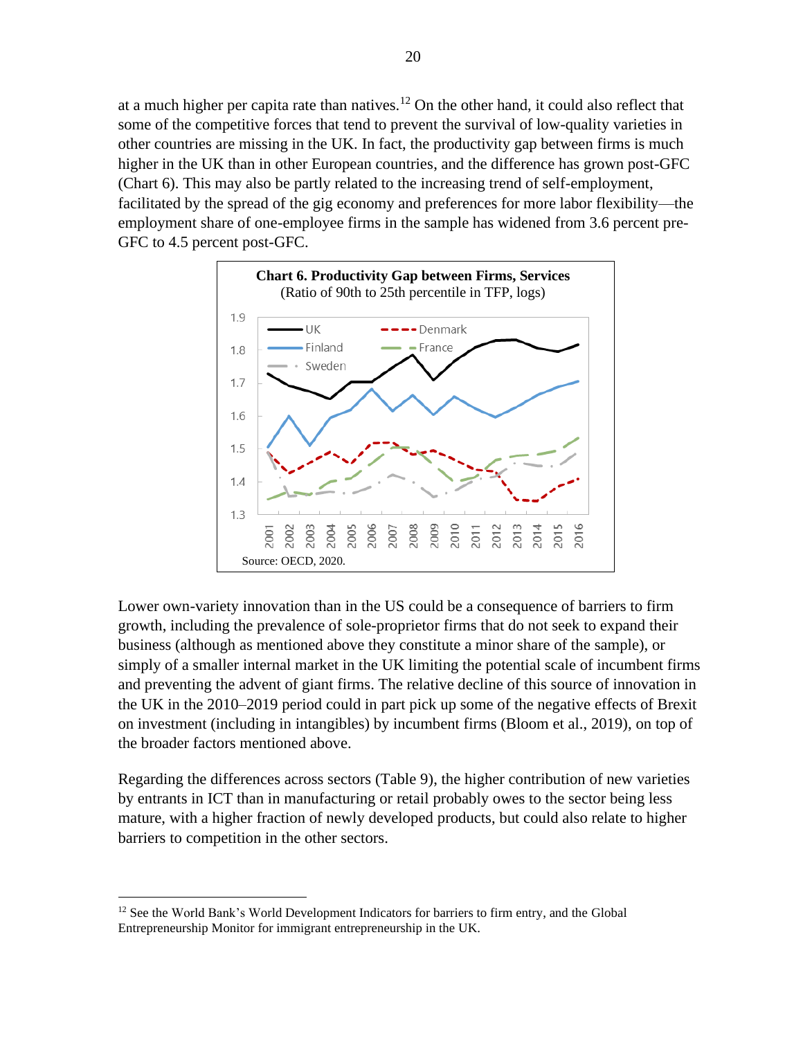at a much higher per capita rate than natives.[12] On the other hand, it could also reflect that some of the competitive forces that tend to prevent the survival of low-quality varieties in other countries are missing in the UK. In fact, the productivity gap between firms is much higher in the UK than in other European countries, and the difference has grown post-GFC (Chart 6). This may also be partly related to the increasing trend of self-employment, facilitated by the spread of the gig economy and preferences for more labor flexibility—the employment share of one-employee firms in the sample has widened from 3.6 percent pre-GFC to 4.5 percent post-GFC.

**Chart 6. Productivity Gap between Firms, Services**
(Ratio of 90th to 25th percentile in TFP, logs)

Source: OECD, 2020.

Lower own-variety innovation than in the US could be a consequence of barriers to firm growth, including the prevalence of sole-proprietor firms that do not seek to expand their business (although as mentioned above they constitute a minor share of the sample), or simply of a smaller internal market in the UK limiting the potential scale of incumbent firms and preventing the advent of giant firms. The relative decline of this source of innovation in the UK in the 2010–2019 period could in part pick up some of the negative effects of Brexit on investment (including in intangibles) by incumbent firms (Bloom et al., 2019), on top of the broader factors mentioned above.

Regarding the differences across sectors (Table 9), the higher contribution of new varieties by entrants in ICT than in manufacturing or retail probably owes to the sector being less mature, with a higher fraction of newly developed products, but could also relate to higher barriers to competition in the other sectors.

---

[12] See the World Bank's World Development Indicators for barriers to firm entry, and the Global Entrepreneurship Monitor for immigrant entrepreneurship in the UK.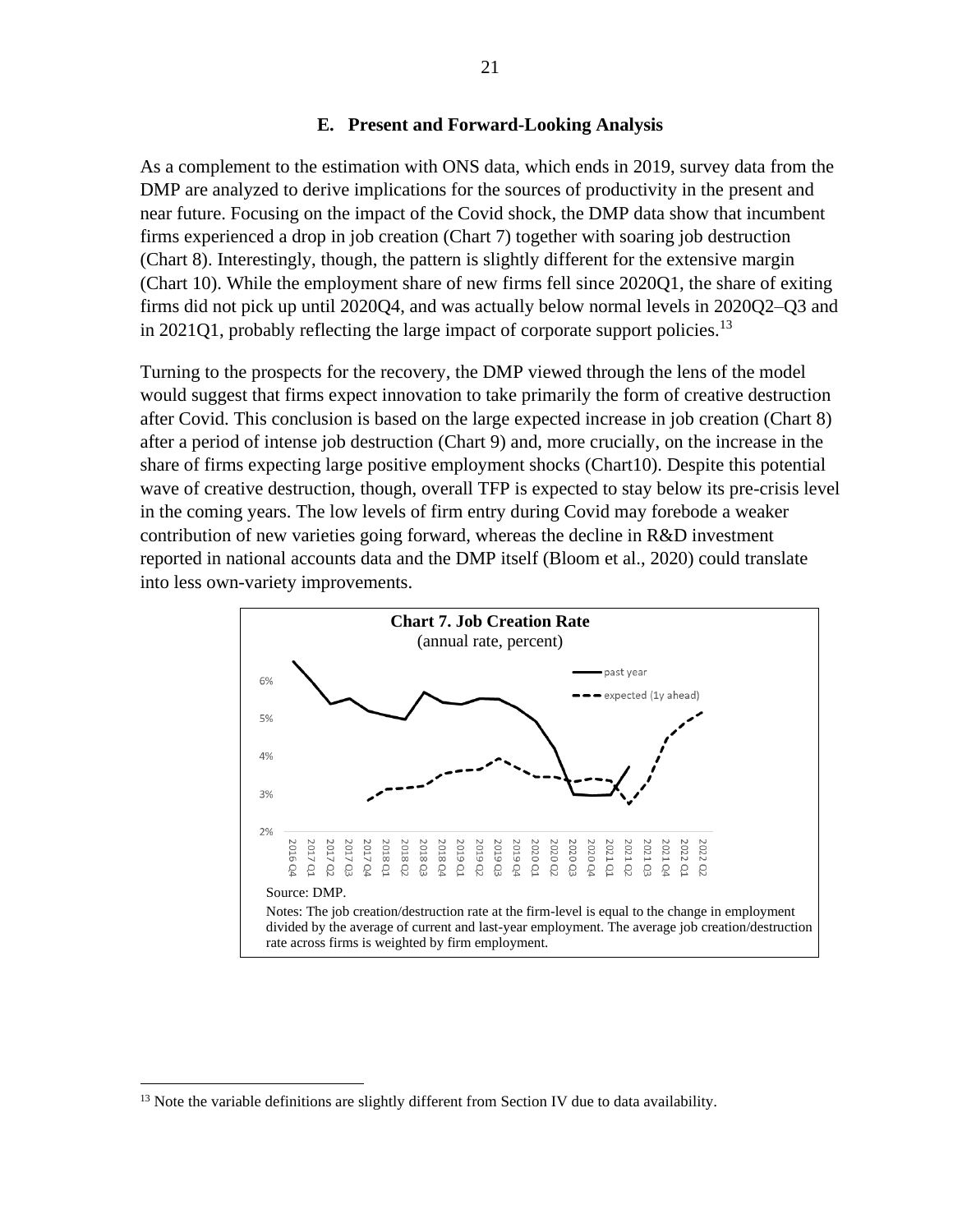### E. Present and Forward-Looking Analysis

As a complement to the estimation with ONS data, which ends in 2019, survey data from the DMP are analyzed to derive implications for the sources of productivity in the present and near future. Focusing on the impact of the Covid shock, the DMP data show that incumbent firms experienced a drop in job creation (Chart 7) together with soaring job destruction (Chart 8). Interestingly, though, the pattern is slightly different for the extensive margin (Chart 10). While the employment share of new firms fell since 2020Q1, the share of exiting firms did not pick up until 2020Q4, and was actually below normal levels in 2020Q2–Q3 and in 2021Q1, probably reflecting the large impact of corporate support policies.[13]

Turning to the prospects for the recovery, the DMP viewed through the lens of the model would suggest that firms expect innovation to take primarily the form of creative destruction after Covid. This conclusion is based on the large expected increase in job creation (Chart 8) after a period of intense job destruction (Chart 9) and, more crucially, on the increase in the share of firms expecting large positive employment shocks (Chart10). Despite this potential wave of creative destruction, though, overall TFP is expected to stay below its pre-crisis level in the coming years. The low levels of firm entry during Covid may forebode a weaker contribution of new varieties going forward, whereas the decline in R&D investment reported in national accounts data and the DMP itself (Bloom et al., 2020) could translate into less own-variety improvements.

**Chart 7. Job Creation Rate**
(annual rate, percent)

Source: DMP.

Notes: The job creation/destruction rate at the firm-level is equal to the change in employment divided by the average of current and last-year employment. The average job creation/destruction rate across firms is weighted by firm employment.

[13] Note the variable definitions are slightly different from Section IV due to data availability.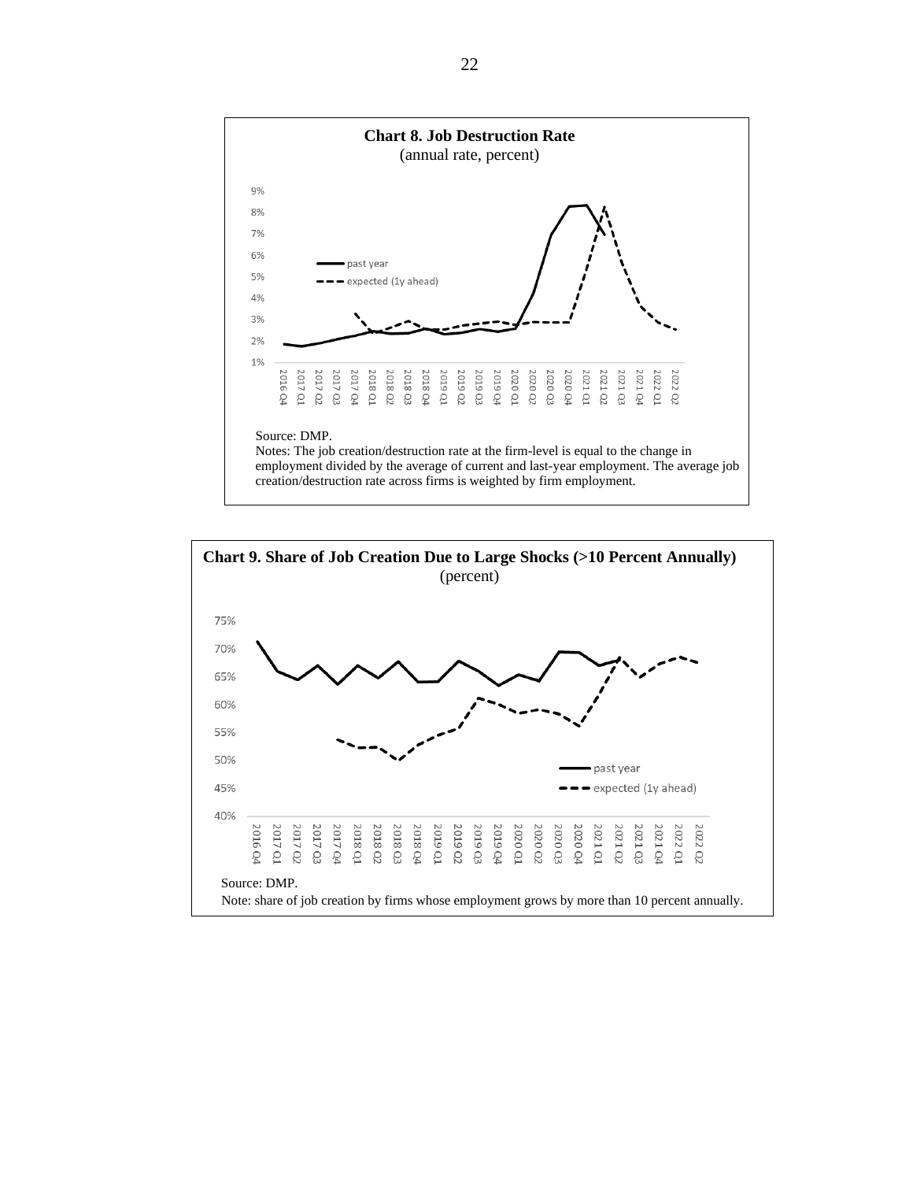**Chart 8. Job Destruction Rate**
(annual rate, percent)

Source: DMP.
Notes: The job creation/destruction rate at the firm-level is equal to the change in employment divided by the average of current and last-year employment. The average job creation/destruction rate across firms is weighted by firm employment.

**Chart 9. Share of Job Creation Due to Large Shocks (>10 Percent Annually)**
(percent)

Source: DMP.
Note: share of job creation by firms whose employment grows by more than 10 percent annually.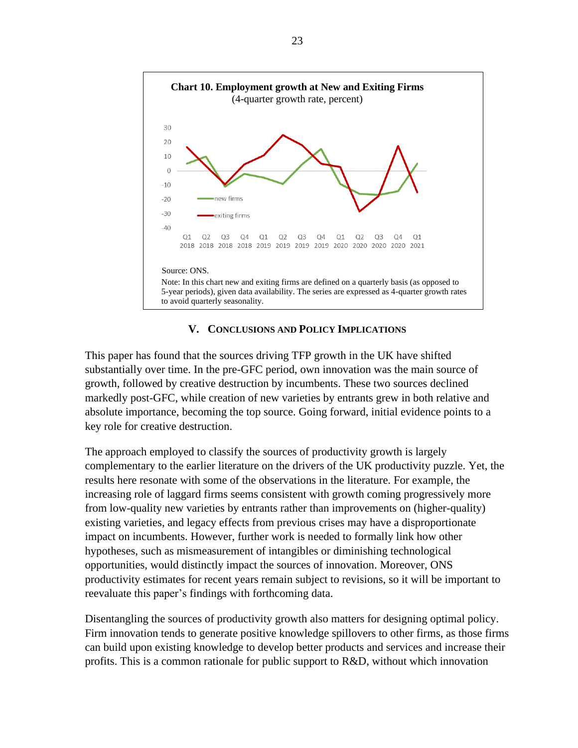**Chart 10. Employment growth at New and Exiting Firms**
(4-quarter growth rate, percent)

Source: ONS.

Note: In this chart new and exiting firms are defined on a quarterly basis (as opposed to 5-year periods), given data availability. The series are expressed as 4-quarter growth rates to avoid quarterly seasonality.

## V. Conclusions and Policy Implications

This paper has found that the sources driving TFP growth in the UK have shifted substantially over time. In the pre-GFC period, own innovation was the main source of growth, followed by creative destruction by incumbents. These two sources declined markedly post-GFC, while creation of new varieties by entrants grew in both relative and absolute importance, becoming the top source. Going forward, initial evidence points to a key role for creative destruction.

The approach employed to classify the sources of productivity growth is largely complementary to the earlier literature on the drivers of the UK productivity puzzle. Yet, the results here resonate with some of the observations in the literature. For example, the increasing role of laggard firms seems consistent with growth coming progressively more from low-quality new varieties by entrants rather than improvements on (higher-quality) existing varieties, and legacy effects from previous crises may have a disproportionate impact on incumbents. However, further work is needed to formally link how other hypotheses, such as mismeasurement of intangibles or diminishing technological opportunities, would distinctly impact the sources of innovation. Moreover, ONS productivity estimates for recent years remain subject to revisions, so it will be important to reevaluate this paper's findings with forthcoming data.

Disentangling the sources of productivity growth also matters for designing optimal policy. Firm innovation tends to generate positive knowledge spillovers to other firms, as those firms can build upon existing knowledge to develop better products and services and increase their profits. This is a common rationale for public support to R&D, without which innovation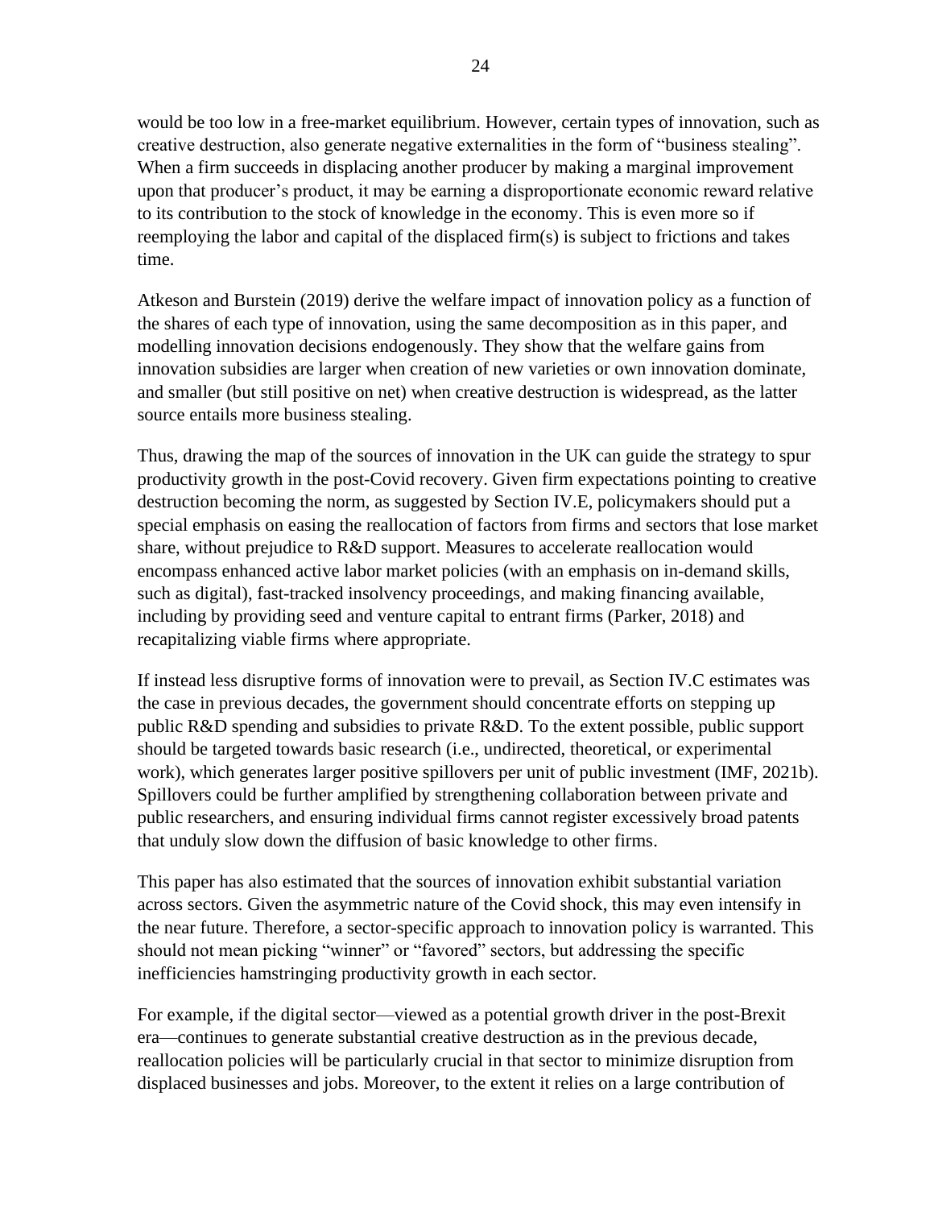would be too low in a free-market equilibrium. However, certain types of innovation, such as creative destruction, also generate negative externalities in the form of "business stealing". When a firm succeeds in displacing another producer by making a marginal improvement upon that producer's product, it may be earning a disproportionate economic reward relative to its contribution to the stock of knowledge in the economy. This is even more so if reemploying the labor and capital of the displaced firm(s) is subject to frictions and takes time.

Atkeson and Burstein (2019) derive the welfare impact of innovation policy as a function of the shares of each type of innovation, using the same decomposition as in this paper, and modelling innovation decisions endogenously. They show that the welfare gains from innovation subsidies are larger when creation of new varieties or own innovation dominate, and smaller (but still positive on net) when creative destruction is widespread, as the latter source entails more business stealing.

Thus, drawing the map of the sources of innovation in the UK can guide the strategy to spur productivity growth in the post-Covid recovery. Given firm expectations pointing to creative destruction becoming the norm, as suggested by Section IV.E, policymakers should put a special emphasis on easing the reallocation of factors from firms and sectors that lose market share, without prejudice to R&D support. Measures to accelerate reallocation would encompass enhanced active labor market policies (with an emphasis on in-demand skills, such as digital), fast-tracked insolvency proceedings, and making financing available, including by providing seed and venture capital to entrant firms (Parker, 2018) and recapitalizing viable firms where appropriate.

If instead less disruptive forms of innovation were to prevail, as Section IV.C estimates was the case in previous decades, the government should concentrate efforts on stepping up public R&D spending and subsidies to private R&D. To the extent possible, public support should be targeted towards basic research (i.e., undirected, theoretical, or experimental work), which generates larger positive spillovers per unit of public investment (IMF, 2021b). Spillovers could be further amplified by strengthening collaboration between private and public researchers, and ensuring individual firms cannot register excessively broad patents that unduly slow down the diffusion of basic knowledge to other firms.

This paper has also estimated that the sources of innovation exhibit substantial variation across sectors. Given the asymmetric nature of the Covid shock, this may even intensify in the near future. Therefore, a sector-specific approach to innovation policy is warranted. This should not mean picking "winner" or "favored" sectors, but addressing the specific inefficiencies hamstringing productivity growth in each sector.

For example, if the digital sector—viewed as a potential growth driver in the post-Brexit era—continues to generate substantial creative destruction as in the previous decade, reallocation policies will be particularly crucial in that sector to minimize disruption from displaced businesses and jobs. Moreover, to the extent it relies on a large contribution of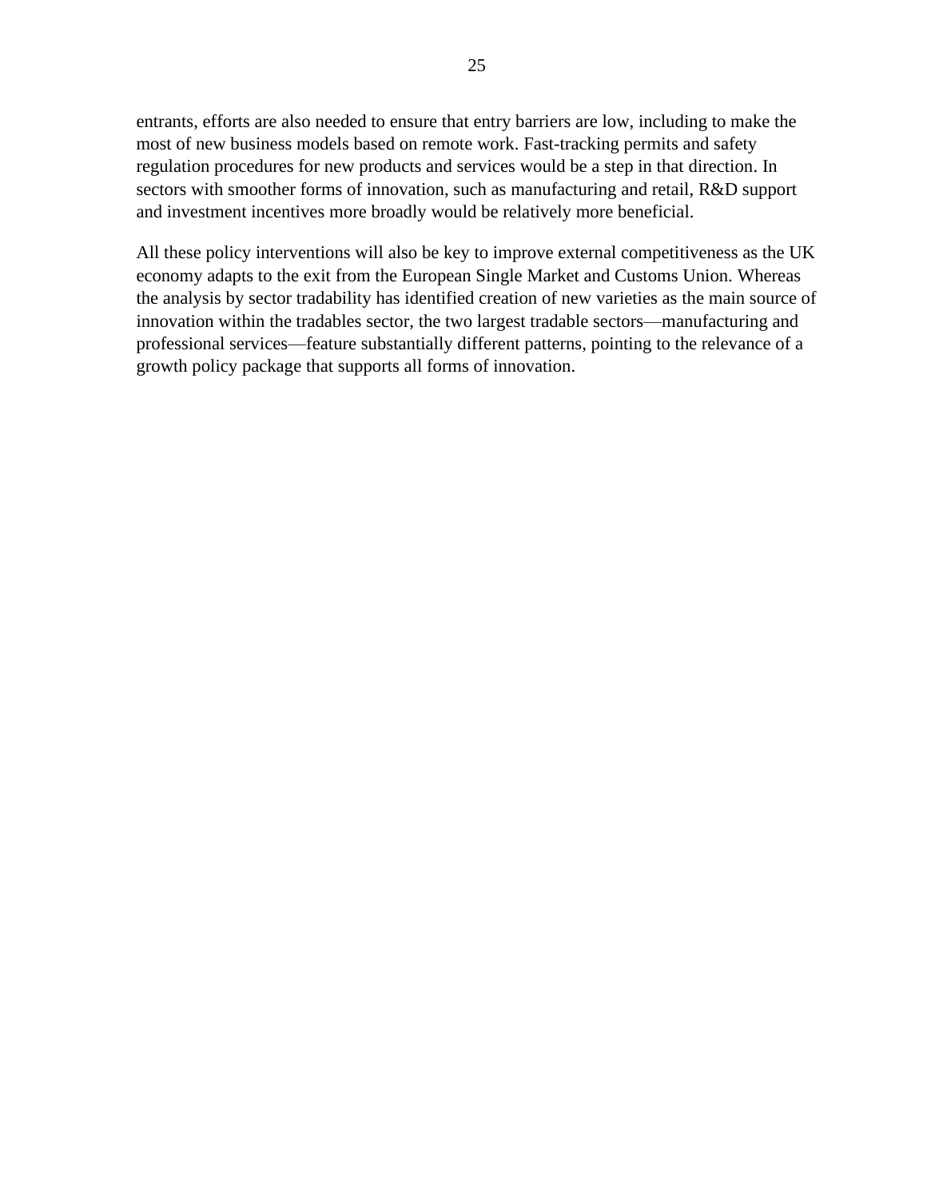entrants, efforts are also needed to ensure that entry barriers are low, including to make the most of new business models based on remote work. Fast-tracking permits and safety regulation procedures for new products and services would be a step in that direction. In sectors with smoother forms of innovation, such as manufacturing and retail, R&D support and investment incentives more broadly would be relatively more beneficial.

All these policy interventions will also be key to improve external competitiveness as the UK economy adapts to the exit from the European Single Market and Customs Union. Whereas the analysis by sector tradability has identified creation of new varieties as the main source of innovation within the tradables sector, the two largest tradable sectors—manufacturing and professional services—feature substantially different patterns, pointing to the relevance of a growth policy package that supports all forms of innovation.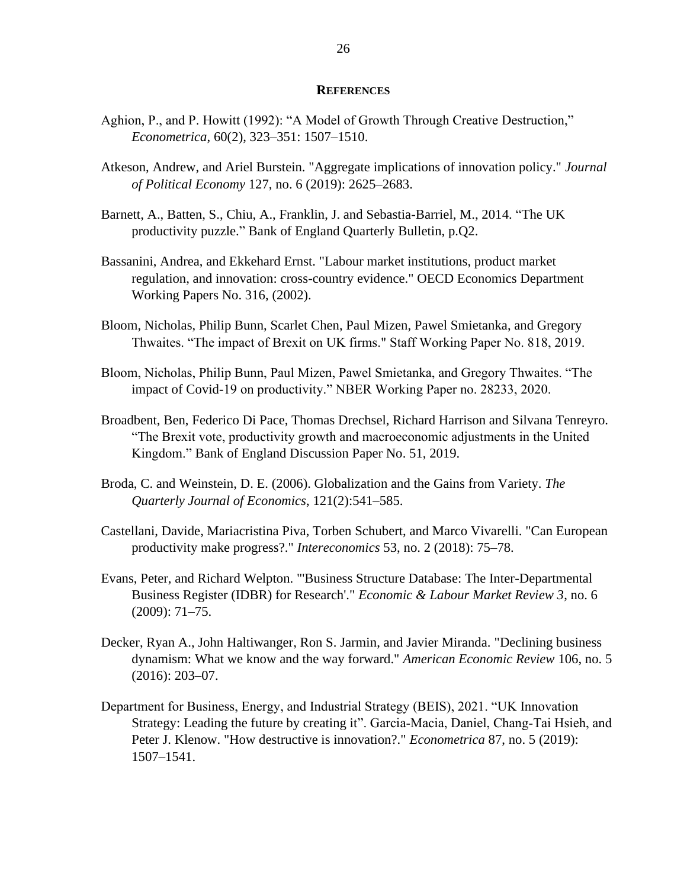## References

Aghion, P., and P. Howitt (1992): “A Model of Growth Through Creative Destruction,” *Econometrica*, 60(2), 323–351: 1507–1510.

Atkeson, Andrew, and Ariel Burstein. "Aggregate implications of innovation policy." *Journal of Political Economy* 127, no. 6 (2019): 2625–2683.

Barnett, A., Batten, S., Chiu, A., Franklin, J. and Sebastia-Barriel, M., 2014. “The UK productivity puzzle.” Bank of England Quarterly Bulletin, p.Q2.

Bassanini, Andrea, and Ekkehard Ernst. "Labour market institutions, product market regulation, and innovation: cross-country evidence." OECD Economics Department Working Papers No. 316, (2002).

Bloom, Nicholas, Philip Bunn, Scarlet Chen, Paul Mizen, Pawel Smietanka, and Gregory Thwaites. “The impact of Brexit on UK firms." Staff Working Paper No. 818, 2019.

Bloom, Nicholas, Philip Bunn, Paul Mizen, Pawel Smietanka, and Gregory Thwaites. “The impact of Covid-19 on productivity.” NBER Working Paper no. 28233, 2020.

Broadbent, Ben, Federico Di Pace, Thomas Drechsel, Richard Harrison and Silvana Tenreyro. “The Brexit vote, productivity growth and macroeconomic adjustments in the United Kingdom.” Bank of England Discussion Paper No. 51, 2019.

Broda, C. and Weinstein, D. E. (2006). Globalization and the Gains from Variety. *The Quarterly Journal of Economics*, 121(2):541–585.

Castellani, Davide, Mariacristina Piva, Torben Schubert, and Marco Vivarelli. "Can European productivity make progress?." *Intereconomics* 53, no. 2 (2018): 75–78.

Evans, Peter, and Richard Welpton. "'Business Structure Database: The Inter-Departmental Business Register (IDBR) for Research'." *Economic & Labour Market Review 3*, no. 6 (2009): 71–75.

Decker, Ryan A., John Haltiwanger, Ron S. Jarmin, and Javier Miranda. "Declining business dynamism: What we know and the way forward." *American Economic Review* 106, no. 5 (2016): 203–07.

Department for Business, Energy, and Industrial Strategy (BEIS), 2021. “UK Innovation Strategy: Leading the future by creating it”. Garcia-Macia, Daniel, Chang-Tai Hsieh, and Peter J. Klenow. "How destructive is innovation?." *Econometrica* 87, no. 5 (2019): 1507–1541.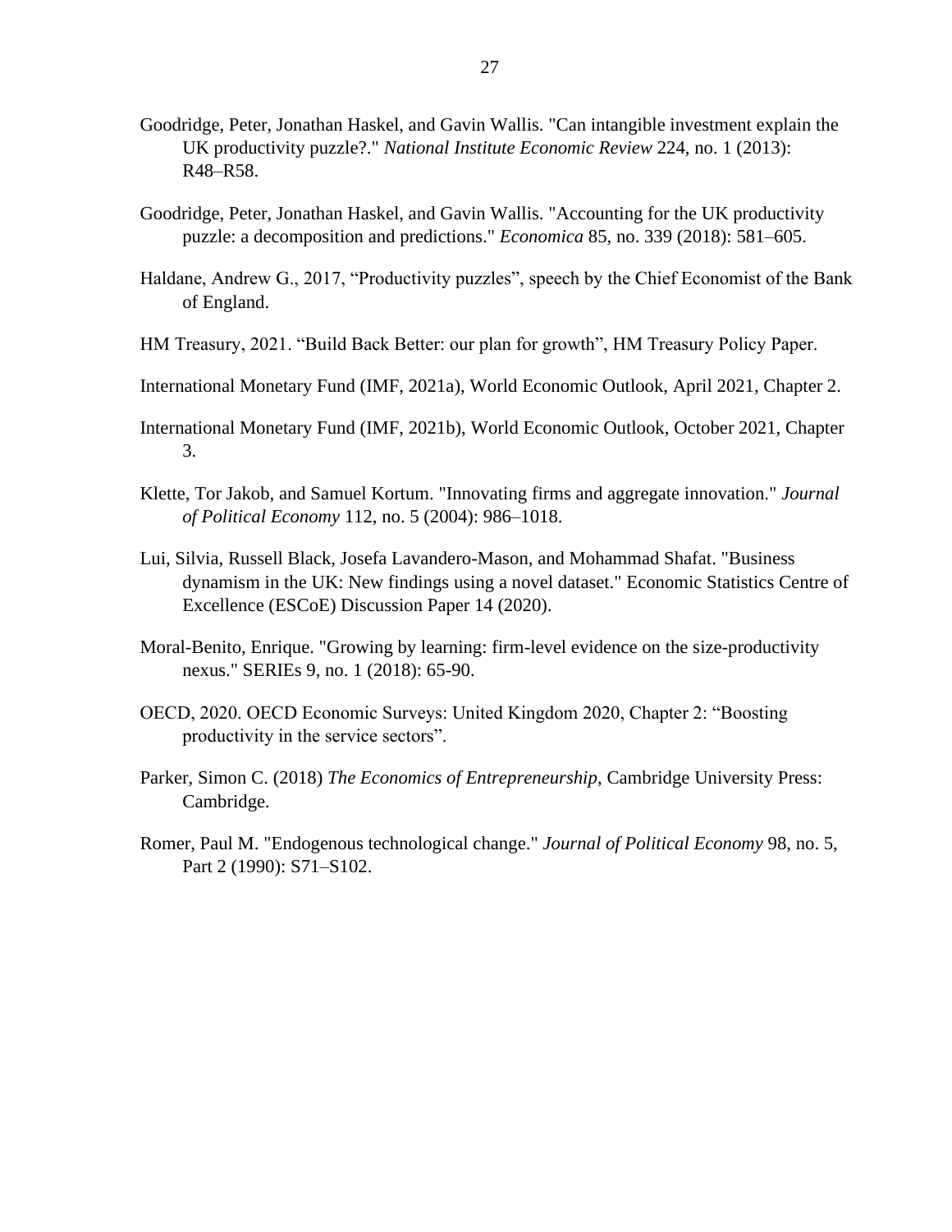Goodridge, Peter, Jonathan Haskel, and Gavin Wallis. "Can intangible investment explain the UK productivity puzzle?." *National Institute Economic Review* 224, no. 1 (2013): R48–R58.

Goodridge, Peter, Jonathan Haskel, and Gavin Wallis. "Accounting for the UK productivity puzzle: a decomposition and predictions." *Economica* 85, no. 339 (2018): 581–605.

Haldane, Andrew G., 2017, "Productivity puzzles", speech by the Chief Economist of the Bank of England.

HM Treasury, 2021. "Build Back Better: our plan for growth", HM Treasury Policy Paper.

International Monetary Fund (IMF, 2021a), World Economic Outlook, April 2021, Chapter 2.

International Monetary Fund (IMF, 2021b), World Economic Outlook, October 2021, Chapter 3.

Klette, Tor Jakob, and Samuel Kortum. "Innovating firms and aggregate innovation." *Journal of Political Economy* 112, no. 5 (2004): 986–1018.

Lui, Silvia, Russell Black, Josefa Lavandero-Mason, and Mohammad Shafat. "Business dynamism in the UK: New findings using a novel dataset." Economic Statistics Centre of Excellence (ESCoE) Discussion Paper 14 (2020).

Moral-Benito, Enrique. "Growing by learning: firm-level evidence on the size-productivity nexus." SERIEs 9, no. 1 (2018): 65-90.

OECD, 2020. OECD Economic Surveys: United Kingdom 2020, Chapter 2: "Boosting productivity in the service sectors".

Parker, Simon C. (2018) *The Economics of Entrepreneurship*, Cambridge University Press: Cambridge.

Romer, Paul M. "Endogenous technological change." *Journal of Political Economy* 98, no. 5, Part 2 (1990): S71–S102.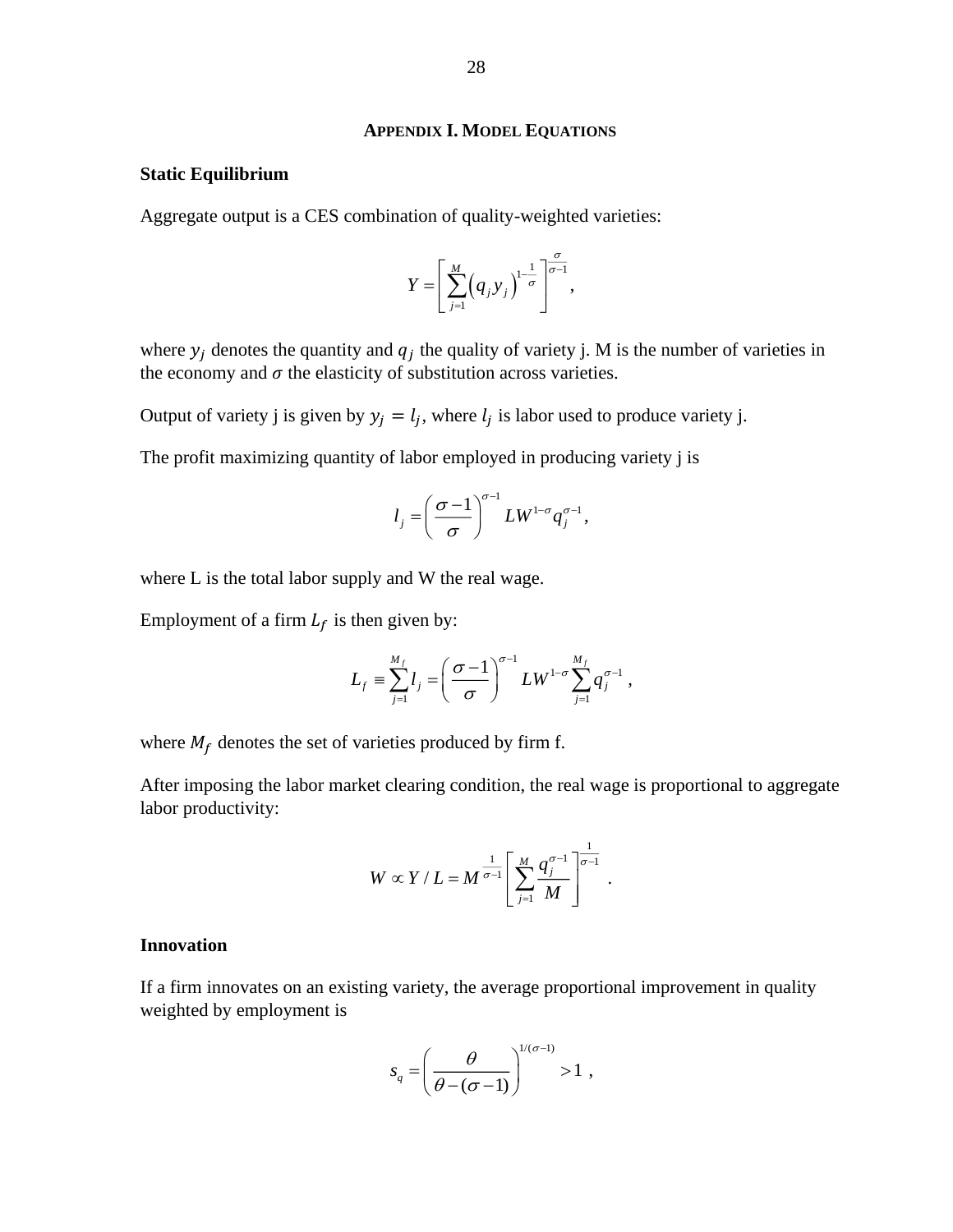## Appendix I. Model Equations

### Static Equilibrium

Aggregate output is a CES combination of quality-weighted varieties:

$$Y = \left[ \sum_{j=1}^{M} \left( q_j y_j \right)^{1-\frac{1}{\sigma}} \right]^{\frac{\sigma}{\sigma-1}},$$

where $y_j$ denotes the quantity and $q_j$ the quality of variety j. M is the number of varieties in the economy and $\sigma$ the elasticity of substitution across varieties.

Output of variety j is given by $y_j = l_j$, where $l_j$ is labor used to produce variety j.

The profit maximizing quantity of labor employed in producing variety j is

$$l_j = \left( \frac{\sigma - 1}{\sigma} \right)^{\sigma-1} L W^{1-\sigma} q_j^{\sigma-1},$$

where L is the total labor supply and W the real wage.

Employment of a firm $L_f$ is then given by:

$$L_f \equiv \sum_{j=1}^{M_f} l_j = \left( \frac{\sigma - 1}{\sigma} \right)^{\sigma-1} L W^{1-\sigma} \sum_{j=1}^{M_f} q_j^{\sigma-1} ,$$

where $M_f$ denotes the set of varieties produced by firm f.

After imposing the labor market clearing condition, the real wage is proportional to aggregate labor productivity:

$$W \propto Y / L = M^{\frac{1}{\sigma-1}} \left[ \sum_{j=1}^{M} \frac{q_j^{\sigma-1}}{M} \right]^{\frac{1}{\sigma-1}} .$$

### Innovation

If a firm innovates on an existing variety, the average proportional improvement in quality weighted by employment is

$$s_q = \left( \frac{\theta}{\theta - (\sigma - 1)} \right)^{1/(\sigma-1)} > 1 ,$$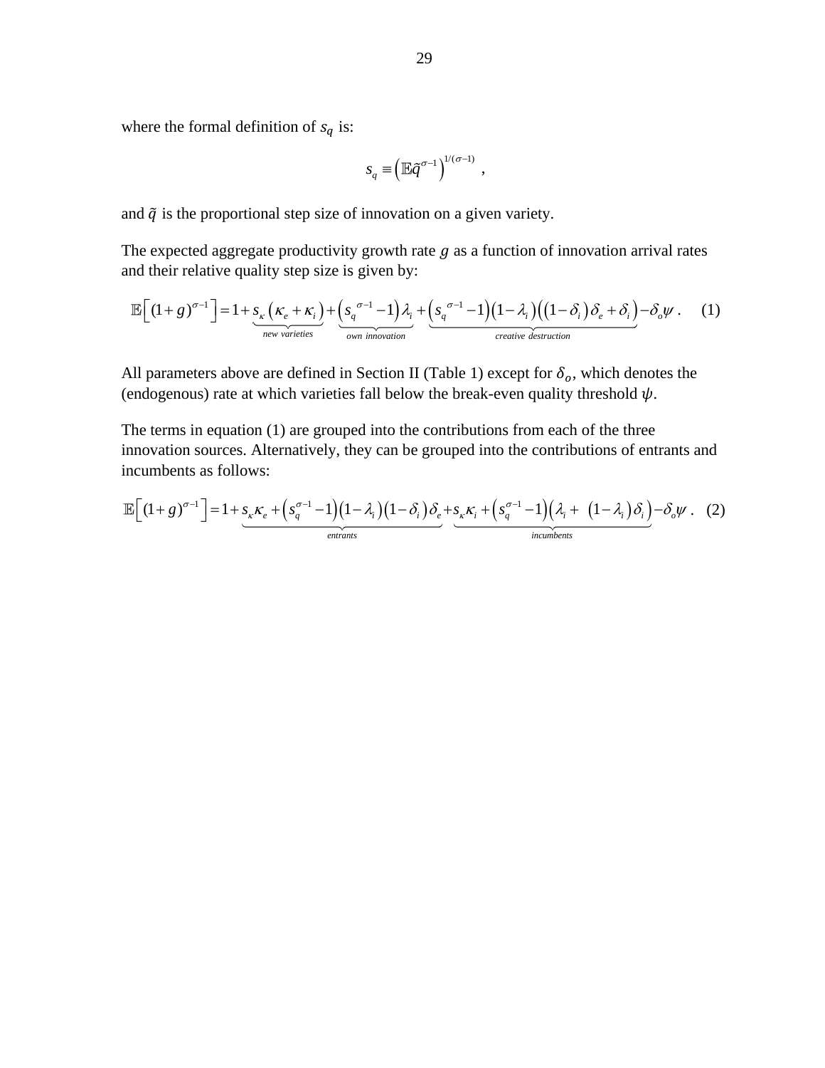where the formal definition of $s_q$ is:

$$s_q \equiv \left(\mathbb{E}\tilde{q}^{\sigma-1}\right)^{1/(\sigma-1)} ,$$

and $\tilde{q}$ is the proportional step size of innovation on a given variety.

The expected aggregate productivity growth rate $g$ as a function of innovation arrival rates and their relative quality step size is given by:

$$\mathbb{E}\left[(1+g)^{\sigma-1}\right] = 1 + \underbrace{s_\kappa\left(\kappa_e + \kappa_i\right)}_{\text{new varieties}} + \underbrace{\left(s_q^{\ \sigma-1} - 1\right)\lambda_i}_{\text{own innovation}} + \underbrace{\left(s_q^{\ \sigma-1} - 1\right)\left(1-\lambda_i\right)\left(\left(1-\delta_i\right)\delta_e + \delta_i\right)}_{\text{creative destruction}} - \delta_o\psi \ . \quad (1)$$

All parameters above are defined in Section II (Table 1) except for $\delta_o$, which denotes the (endogenous) rate at which varieties fall below the break-even quality threshold $\psi$.

The terms in equation (1) are grouped into the contributions from each of the three innovation sources. Alternatively, they can be grouped into the contributions of entrants and incumbents as follows:

$$\mathbb{E}\left[(1+g)^{\sigma-1}\right] = 1 + \underbrace{s_\kappa\kappa_e + \left(s_q^{\sigma-1} - 1\right)\left(1-\lambda_i\right)\left(1-\delta_i\right)\delta_e}_{\text{entrants}} + \underbrace{s_\kappa\kappa_i + \left(s_q^{\sigma-1} - 1\right)\left(\lambda_i + \left(1-\lambda_i\right)\delta_i\right)}_{\text{incumbents}} - \delta_o\psi \ . \quad (2)$$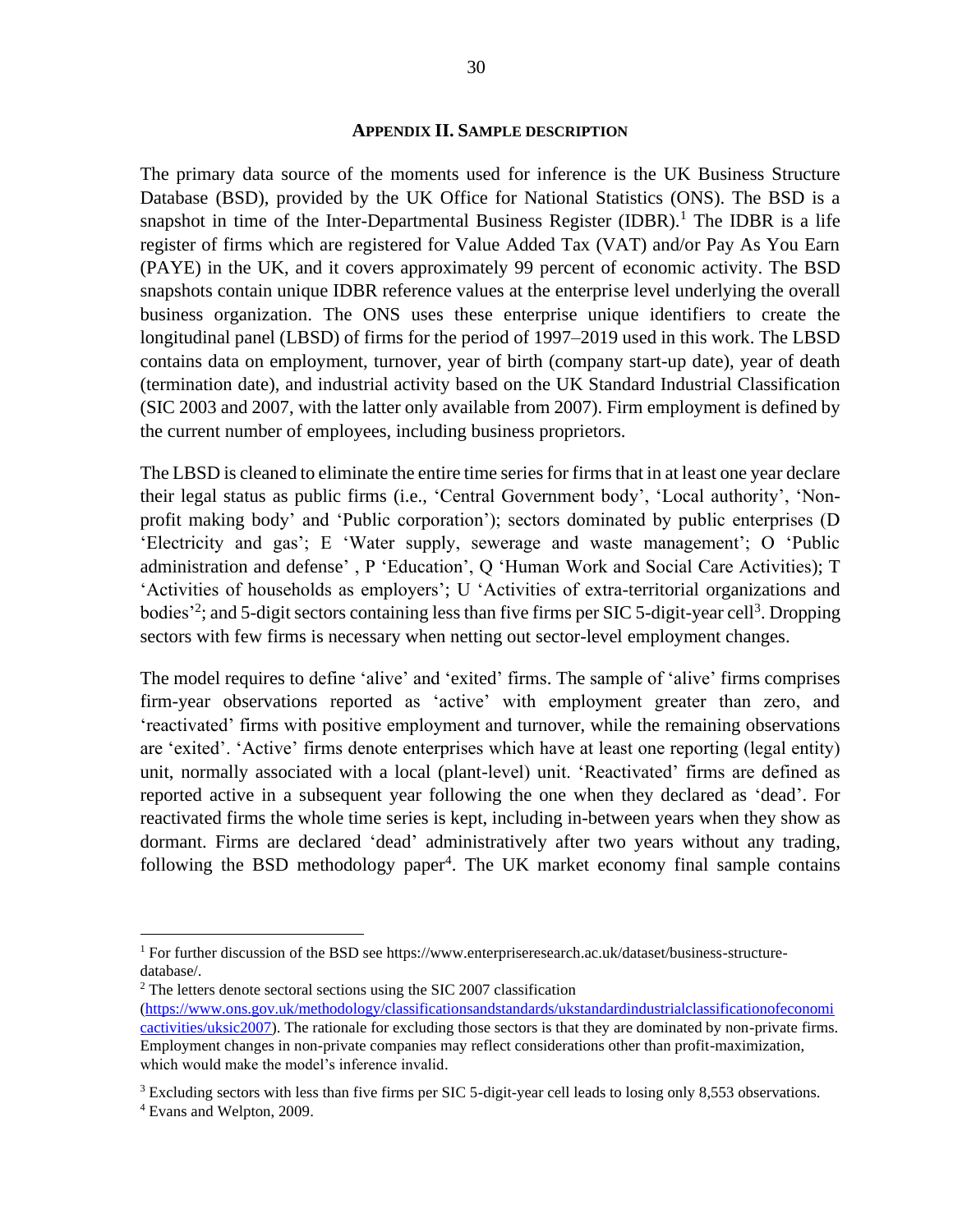## APPENDIX II. SAMPLE DESCRIPTION

The primary data source of the moments used for inference is the UK Business Structure Database (BSD), provided by the UK Office for National Statistics (ONS). The BSD is a snapshot in time of the Inter-Departmental Business Register (IDBR).[1] The IDBR is a life register of firms which are registered for Value Added Tax (VAT) and/or Pay As You Earn (PAYE) in the UK, and it covers approximately 99 percent of economic activity. The BSD snapshots contain unique IDBR reference values at the enterprise level underlying the overall business organization. The ONS uses these enterprise unique identifiers to create the longitudinal panel (LBSD) of firms for the period of 1997–2019 used in this work. The LBSD contains data on employment, turnover, year of birth (company start-up date), year of death (termination date), and industrial activity based on the UK Standard Industrial Classification (SIC 2003 and 2007, with the latter only available from 2007). Firm employment is defined by the current number of employees, including business proprietors.

The LBSD is cleaned to eliminate the entire time series for firms that in at least one year declare their legal status as public firms (i.e., 'Central Government body', 'Local authority', 'Non-profit making body' and 'Public corporation'); sectors dominated by public enterprises (D 'Electricity and gas'; E 'Water supply, sewerage and waste management'; O 'Public administration and defense' , P 'Education', Q 'Human Work and Social Care Activities); T 'Activities of households as employers'; U 'Activities of extra-territorial organizations and bodies'[2]; and 5-digit sectors containing less than five firms per SIC 5-digit-year cell[3]. Dropping sectors with few firms is necessary when netting out sector-level employment changes.

The model requires to define 'alive' and 'exited' firms. The sample of 'alive' firms comprises firm-year observations reported as 'active' with employment greater than zero, and 'reactivated' firms with positive employment and turnover, while the remaining observations are 'exited'. 'Active' firms denote enterprises which have at least one reporting (legal entity) unit, normally associated with a local (plant-level) unit. 'Reactivated' firms are defined as reported active in a subsequent year following the one when they declared as 'dead'. For reactivated firms the whole time series is kept, including in-between years when they show as dormant. Firms are declared 'dead' administratively after two years without any trading, following the BSD methodology paper[4]. The UK market economy final sample contains

---

[1] For further discussion of the BSD see https://www.enterpriseresearch.ac.uk/dataset/business-structure-database/.

[2] The letters denote sectoral sections using the SIC 2007 classification (https://www.ons.gov.uk/methodology/classificationsandstandards/ukstandardindustrialclassificationofeconomicactivities/uksic2007). The rationale for excluding those sectors is that they are dominated by non-private firms. Employment changes in non-private companies may reflect considerations other than profit-maximization, which would make the model's inference invalid.

[3] Excluding sectors with less than five firms per SIC 5-digit-year cell leads to losing only 8,553 observations.

[4] Evans and Welpton, 2009.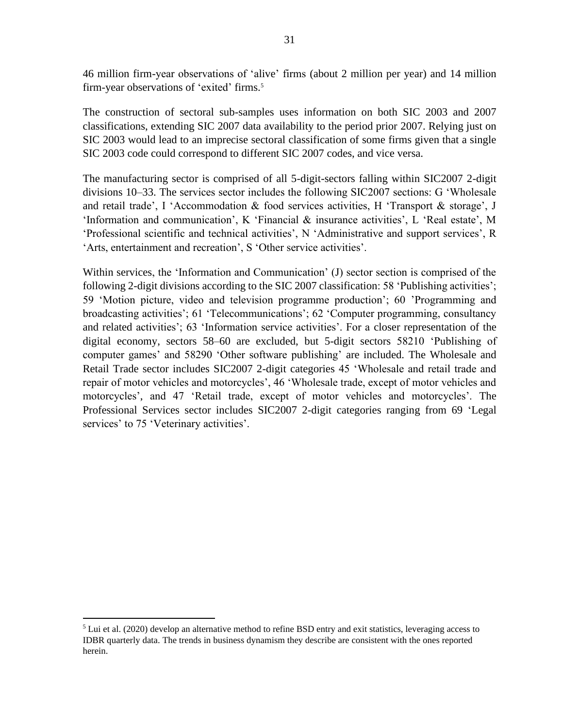46 million firm-year observations of 'alive' firms (about 2 million per year) and 14 million firm-year observations of 'exited' firms.[5]

The construction of sectoral sub-samples uses information on both SIC 2003 and 2007 classifications, extending SIC 2007 data availability to the period prior 2007. Relying just on SIC 2003 would lead to an imprecise sectoral classification of some firms given that a single SIC 2003 code could correspond to different SIC 2007 codes, and vice versa.

The manufacturing sector is comprised of all 5-digit-sectors falling within SIC2007 2-digit divisions 10–33. The services sector includes the following SIC2007 sections: G 'Wholesale and retail trade', I 'Accommodation & food services activities, H 'Transport & storage', J 'Information and communication', K 'Financial & insurance activities', L 'Real estate', M 'Professional scientific and technical activities', N 'Administrative and support services', R 'Arts, entertainment and recreation', S 'Other service activities'.

Within services, the 'Information and Communication' (J) sector section is comprised of the following 2-digit divisions according to the SIC 2007 classification: 58 'Publishing activities'; 59 'Motion picture, video and television programme production'; 60 'Programming and broadcasting activities'; 61 'Telecommunications'; 62 'Computer programming, consultancy and related activities'; 63 'Information service activities'. For a closer representation of the digital economy, sectors 58–60 are excluded, but 5-digit sectors 58210 'Publishing of computer games' and 58290 'Other software publishing' are included. The Wholesale and Retail Trade sector includes SIC2007 2-digit categories 45 'Wholesale and retail trade and repair of motor vehicles and motorcycles', 46 'Wholesale trade, except of motor vehicles and motorcycles', and 47 'Retail trade, except of motor vehicles and motorcycles'. The Professional Services sector includes SIC2007 2-digit categories ranging from 69 'Legal services' to 75 'Veterinary activities'.

[5] Lui et al. (2020) develop an alternative method to refine BSD entry and exit statistics, leveraging access to IDBR quarterly data. The trends in business dynamism they describe are consistent with the ones reported herein.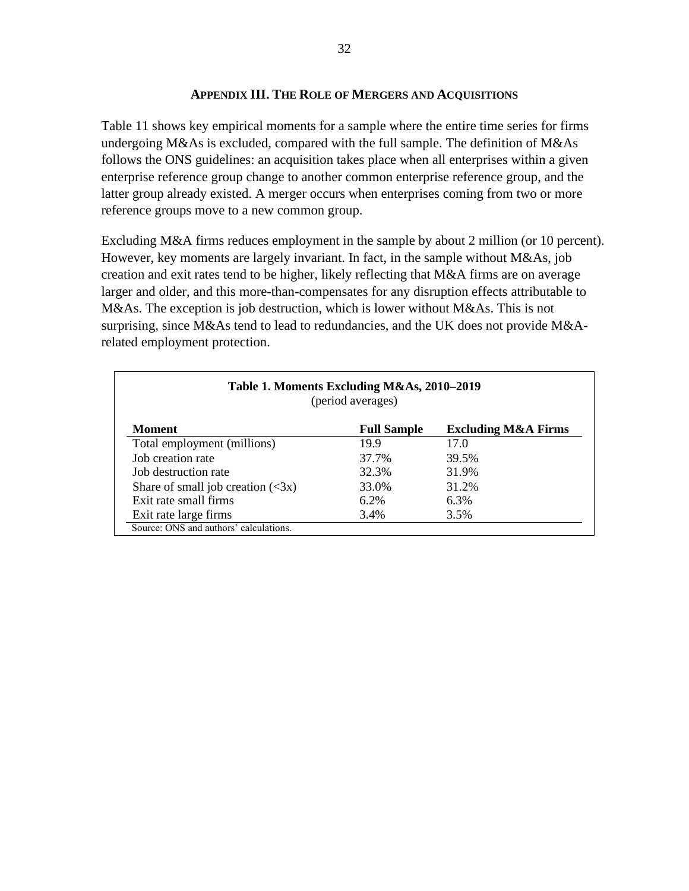## Appendix III. The Role of Mergers and Acquisitions

Table 11 shows key empirical moments for a sample where the entire time series for firms undergoing M&As is excluded, compared with the full sample. The definition of M&As follows the ONS guidelines: an acquisition takes place when all enterprises within a given enterprise reference group change to another common enterprise reference group, and the latter group already existed. A merger occurs when enterprises coming from two or more reference groups move to a new common group.

Excluding M&A firms reduces employment in the sample by about 2 million (or 10 percent). However, key moments are largely invariant. In fact, in the sample without M&As, job creation and exit rates tend to be higher, likely reflecting that M&A firms are on average larger and older, and this more-than-compensates for any disruption effects attributable to M&As. The exception is job destruction, which is lower without M&As. This is not surprising, since M&As tend to lead to redundancies, and the UK does not provide M&A-related employment protection.

**Table 1. Moments Excluding M&As, 2010–2019**
(period averages)

| Moment | Full Sample | Excluding M&A Firms |
|---|---|---|
| Total employment (millions) | 19.9 | 17.0 |
| Job creation rate | 37.7% | 39.5% |
| Job destruction rate | 32.3% | 31.9% |
| Share of small job creation (<3x) | 33.0% | 31.2% |
| Exit rate small firms | 6.2% | 6.3% |
| Exit rate large firms | 3.4% | 3.5% |

Source: ONS and authors' calculations.